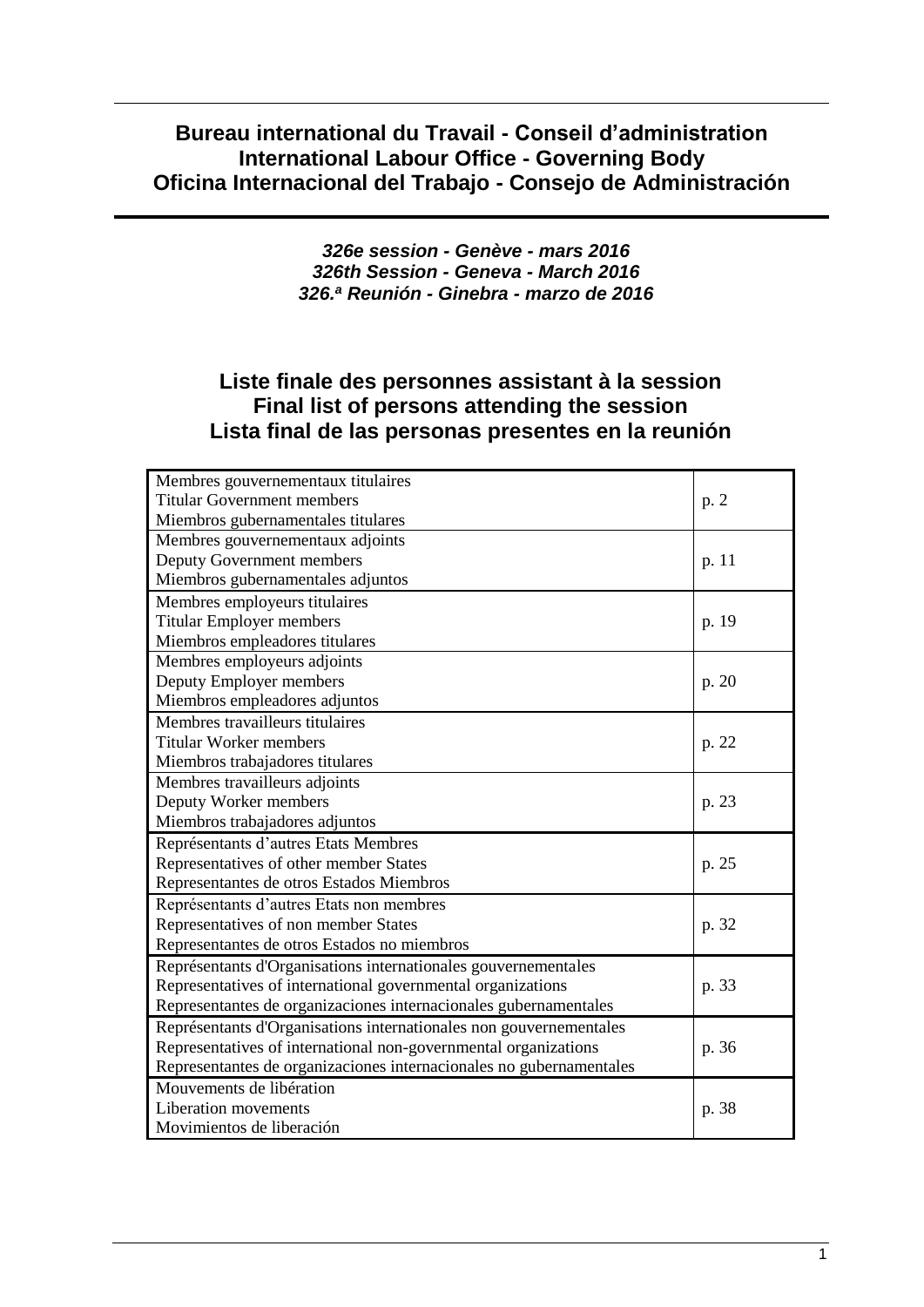# Bureau international du Travail - Conseil d'administration
# International Labour Office - Governing Body
# Oficina Internacional del Trabajo - Consejo de Administración

***326e session - Genève - mars 2016***
***326th Session - Geneva - March 2016***
***326.ª Reunión - Ginebra - marzo de 2016***

## Liste finale des personnes assistant à la session
## Final list of persons attending the session
## Lista final de las personas presentes en la reunión

| | |
|---|---|
| Membres gouvernementaux titulaires<br>Titular Government members<br>Miembros gubernamentales titulares | p. 2 |
| Membres gouvernementaux adjoints<br>Deputy Government members<br>Miembros gubernamentales adjuntos | p. 11 |
| Membres employeurs titulaires<br>Titular Employer members<br>Miembros empleadores titulares | p. 19 |
| Membres employeurs adjoints<br>Deputy Employer members<br>Miembros empleadores adjuntos | p. 20 |
| Membres travailleurs titulaires<br>Titular Worker members<br>Miembros trabajadores titulares | p. 22 |
| Membres travailleurs adjoints<br>Deputy Worker members<br>Miembros trabajadores adjuntos | p. 23 |
| Représentants d'autres Etats Membres<br>Representatives of other member States<br>Representantes de otros Estados Miembros | p. 25 |
| Représentants d'autres Etats non membres<br>Representatives of non member States<br>Representantes de otros Estados no miembros | p. 32 |
| Représentants d'Organisations internationales gouvernementales<br>Representatives of international governmental organizations<br>Representantes de organizaciones internacionales gubernamentales | p. 33 |
| Représentants d'Organisations internationales non gouvernementales<br>Representatives of international non-governmental organizations<br>Representantes de organizaciones internacionales no gubernamentales | p. 36 |
| Mouvements de libération<br>Liberation movements<br>Movimientos de liberación | p. 38 |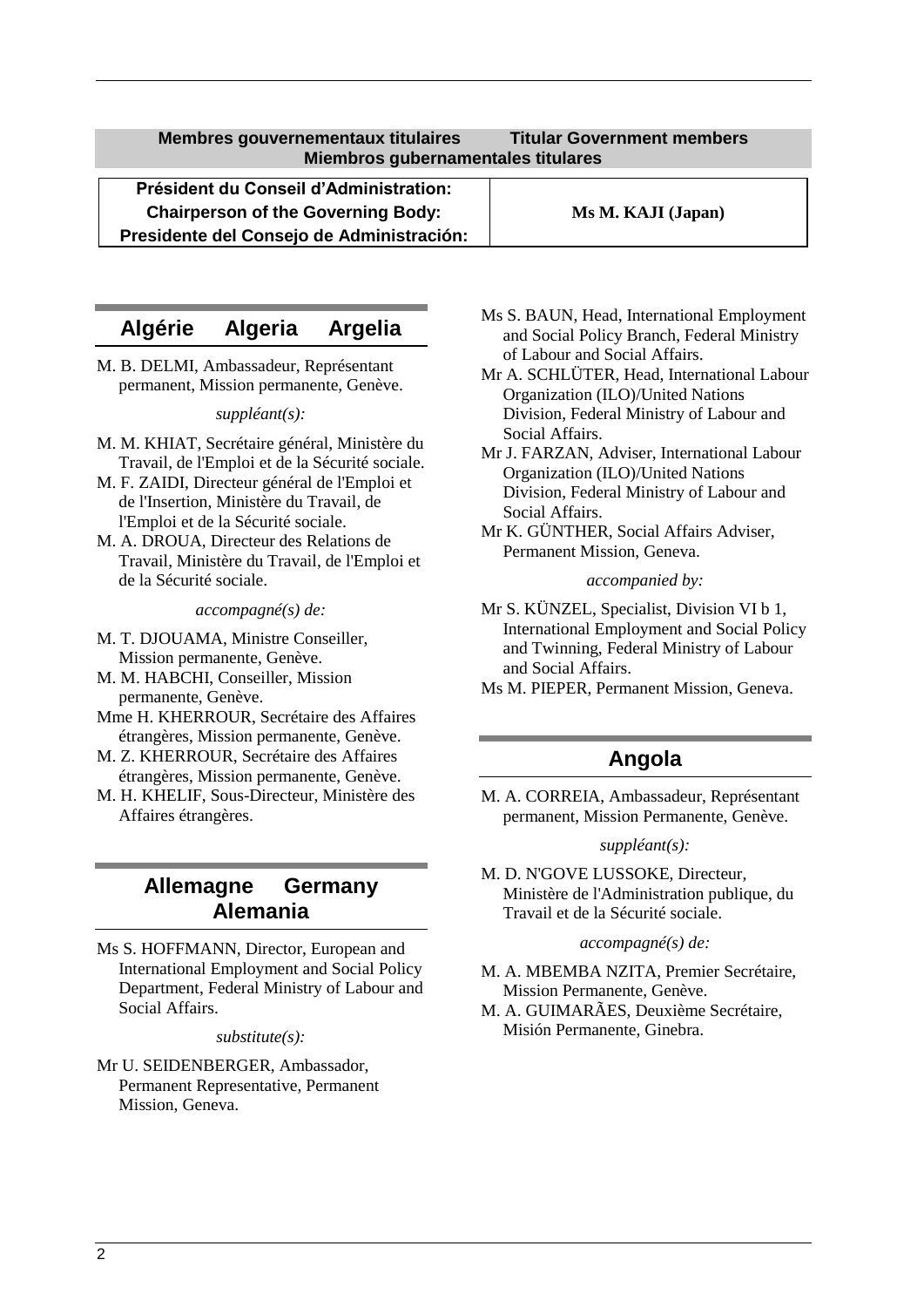## Membres gouvernementaux titulaires Titular Government members Miembros gubernamentales titulares

| Président du Conseil d'Administration: Chairperson of the Governing Body: Presidente del Consejo de Administración: | **Ms M. KAJI (Japan)** |
|---|---|

### Algérie Algeria Argelia

M. B. DELMI, Ambassadeur, Représentant permanent, Mission permanente, Genève.

*suppléant(s):*

M. M. KHIAT, Secrétaire général, Ministère du Travail, de l'Emploi et de la Sécurité sociale.

M. F. ZAIDI, Directeur général de l'Emploi et de l'Insertion, Ministère du Travail, de l'Emploi et de la Sécurité sociale.

M. A. DROUA, Directeur des Relations de Travail, Ministère du Travail, de l'Emploi et de la Sécurité sociale.

*accompagné(s) de:*

M. T. DJOUAMA, Ministre Conseiller, Mission permanente, Genève.

M. M. HABCHI, Conseiller, Mission permanente, Genève.

Mme H. KHERROUR, Secrétaire des Affaires étrangères, Mission permanente, Genève.

M. Z. KHERROUR, Secrétaire des Affaires étrangères, Mission permanente, Genève.

M. H. KHELIF, Sous-Directeur, Ministère des Affaires étrangères.

### Allemagne Germany Alemania

Ms S. HOFFMANN, Director, European and International Employment and Social Policy Department, Federal Ministry of Labour and Social Affairs.

*substitute(s):*

Mr U. SEIDENBERGER, Ambassador, Permanent Representative, Permanent Mission, Geneva.

Ms S. BAUN, Head, International Employment and Social Policy Branch, Federal Ministry of Labour and Social Affairs.

Mr A. SCHLÜTER, Head, International Labour Organization (ILO)/United Nations Division, Federal Ministry of Labour and Social Affairs.

Mr J. FARZAN, Adviser, International Labour Organization (ILO)/United Nations Division, Federal Ministry of Labour and Social Affairs.

Mr K. GÜNTHER, Social Affairs Adviser, Permanent Mission, Geneva.

*accompanied by:*

Mr S. KÜNZEL, Specialist, Division VI b 1, International Employment and Social Policy and Twinning, Federal Ministry of Labour and Social Affairs.

Ms M. PIEPER, Permanent Mission, Geneva.

### Angola

M. A. CORREIA, Ambassadeur, Représentant permanent, Mission Permanente, Genève.

*suppléant(s):*

M. D. N'GOVE LUSSOKE, Directeur, Ministère de l'Administration publique, du Travail et de la Sécurité sociale.

*accompagné(s) de:*

M. A. MBEMBA NZITA, Premier Secrétaire, Mission Permanente, Genève.

M. A. GUIMARÃES, Deuxième Secrétaire, Misión Permanente, Ginebra.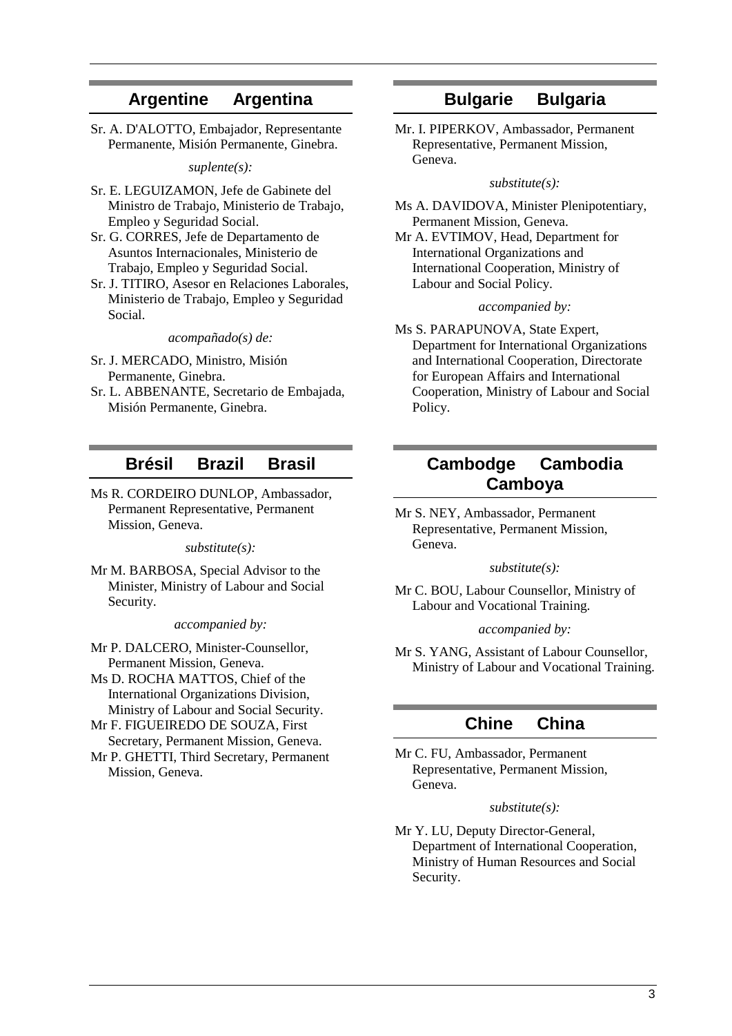## Argentine Argentina

Sr. A. D'ALOTTO, Embajador, Representante Permanente, Misión Permanente, Ginebra.

*suplente(s):*

Sr. E. LEGUIZAMON, Jefe de Gabinete del Ministro de Trabajo, Ministerio de Trabajo, Empleo y Seguridad Social.

Sr. G. CORRES, Jefe de Departamento de Asuntos Internacionales, Ministerio de Trabajo, Empleo y Seguridad Social.

Sr. J. TITIRO, Asesor en Relaciones Laborales, Ministerio de Trabajo, Empleo y Seguridad Social.

*acompañado(s) de:*

Sr. J. MERCADO, Ministro, Misión Permanente, Ginebra.

Sr. L. ABBENANTE, Secretario de Embajada, Misión Permanente, Ginebra.

## Brésil Brazil Brasil

Ms R. CORDEIRO DUNLOP, Ambassador, Permanent Representative, Permanent Mission, Geneva.

*substitute(s):*

Mr M. BARBOSA, Special Advisor to the Minister, Ministry of Labour and Social Security.

*accompanied by:*

Mr P. DALCERO, Minister-Counsellor, Permanent Mission, Geneva.

Ms D. ROCHA MATTOS, Chief of the International Organizations Division, Ministry of Labour and Social Security.

Mr F. FIGUEIREDO DE SOUZA, First Secretary, Permanent Mission, Geneva.

Mr P. GHETTI, Third Secretary, Permanent Mission, Geneva.

## Bulgarie Bulgaria

Mr. I. PIPERKOV, Ambassador, Permanent Representative, Permanent Mission, Geneva.

*substitute(s):*

Ms A. DAVIDOVA, Minister Plenipotentiary, Permanent Mission, Geneva.

Mr A. EVTIMOV, Head, Department for International Organizations and International Cooperation, Ministry of Labour and Social Policy.

*accompanied by:*

Ms S. PARAPUNOVA, State Expert, Department for International Organizations and International Cooperation, Directorate for European Affairs and International Cooperation, Ministry of Labour and Social Policy.

## Cambodge Cambodia Camboya

Mr S. NEY, Ambassador, Permanent Representative, Permanent Mission, Geneva.

*substitute(s):*

Mr C. BOU, Labour Counsellor, Ministry of Labour and Vocational Training.

*accompanied by:*

Mr S. YANG, Assistant of Labour Counsellor, Ministry of Labour and Vocational Training.

## Chine China

Mr C. FU, Ambassador, Permanent Representative, Permanent Mission, Geneva.

*substitute(s):*

Mr Y. LU, Deputy Director-General, Department of International Cooperation, Ministry of Human Resources and Social Security.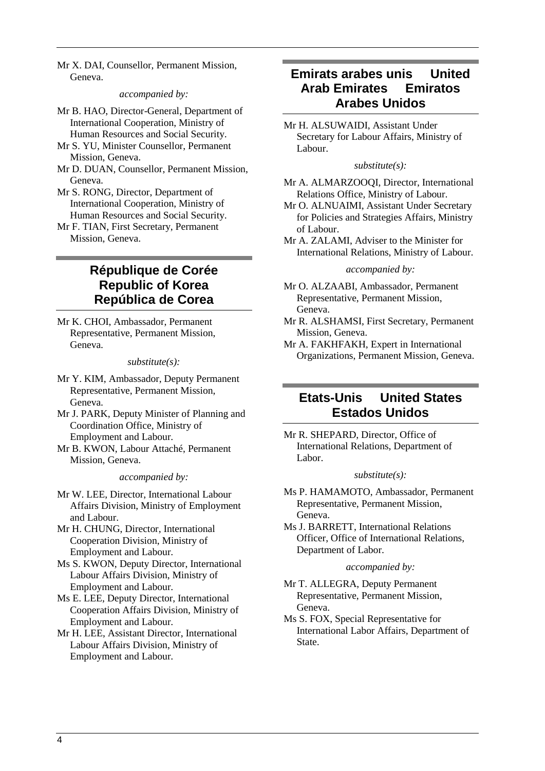Mr X. DAI, Counsellor, Permanent Mission, Geneva.

*accompanied by:*

Mr B. HAO, Director-General, Department of International Cooperation, Ministry of Human Resources and Social Security.

Mr S. YU, Minister Counsellor, Permanent Mission, Geneva.

Mr D. DUAN, Counsellor, Permanent Mission, Geneva.

Mr S. RONG, Director, Department of International Cooperation, Ministry of Human Resources and Social Security.

Mr F. TIAN, First Secretary, Permanent Mission, Geneva.

## République de Corée Republic of Korea República de Corea

Mr K. CHOI, Ambassador, Permanent Representative, Permanent Mission, Geneva.

*substitute(s):*

Mr Y. KIM, Ambassador, Deputy Permanent Representative, Permanent Mission, Geneva.

Mr J. PARK, Deputy Minister of Planning and Coordination Office, Ministry of Employment and Labour.

Mr B. KWON, Labour Attaché, Permanent Mission, Geneva.

*accompanied by:*

Mr W. LEE, Director, International Labour Affairs Division, Ministry of Employment and Labour.

Mr H. CHUNG, Director, International Cooperation Division, Ministry of Employment and Labour.

Ms S. KWON, Deputy Director, International Labour Affairs Division, Ministry of Employment and Labour.

Ms E. LEE, Deputy Director, International Cooperation Affairs Division, Ministry of Employment and Labour.

Mr H. LEE, Assistant Director, International Labour Affairs Division, Ministry of Employment and Labour.

## Emirats arabes unis United Arab Emirates Emiratos Arabes Unidos

Mr H. ALSUWAIDI, Assistant Under Secretary for Labour Affairs, Ministry of Labour.

*substitute(s):*

Mr A. ALMARZOOQI, Director, International Relations Office, Ministry of Labour.

Mr O. ALNUAIMI, Assistant Under Secretary for Policies and Strategies Affairs, Ministry of Labour.

Mr A. ZALAMI, Adviser to the Minister for International Relations, Ministry of Labour.

*accompanied by:*

Mr O. ALZAABI, Ambassador, Permanent Representative, Permanent Mission, Geneva.

Mr R. ALSHAMSI, First Secretary, Permanent Mission, Geneva.

Mr A. FAKHFAKH, Expert in International Organizations, Permanent Mission, Geneva.

## Etats-Unis United States Estados Unidos

Mr R. SHEPARD, Director, Office of International Relations, Department of Labor.

*substitute(s):*

Ms P. HAMAMOTO, Ambassador, Permanent Representative, Permanent Mission, Geneva.

Ms J. BARRETT, International Relations Officer, Office of International Relations, Department of Labor.

*accompanied by:*

Mr T. ALLEGRA, Deputy Permanent Representative, Permanent Mission, Geneva.

Ms S. FOX, Special Representative for International Labor Affairs, Department of State.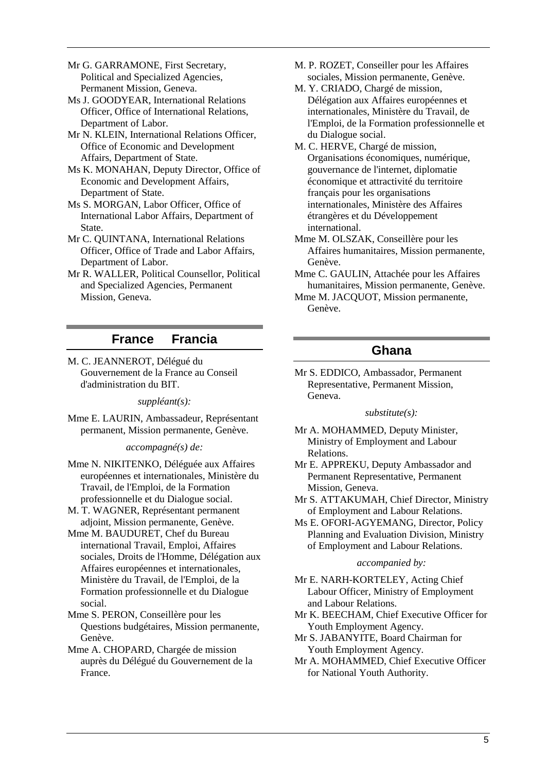Mr G. GARRAMONE, First Secretary, Political and Specialized Agencies, Permanent Mission, Geneva.

Ms J. GOODYEAR, International Relations Officer, Office of International Relations, Department of Labor.

Mr N. KLEIN, International Relations Officer, Office of Economic and Development Affairs, Department of State.

Ms K. MONAHAN, Deputy Director, Office of Economic and Development Affairs, Department of State.

Ms S. MORGAN, Labor Officer, Office of International Labor Affairs, Department of State.

Mr C. QUINTANA, International Relations Officer, Office of Trade and Labor Affairs, Department of Labor.

Mr R. WALLER, Political Counsellor, Political and Specialized Agencies, Permanent Mission, Geneva.

## France Francia

M. C. JEANNEROT, Délégué du Gouvernement de la France au Conseil d'administration du BIT.

*suppléant(s):*

Mme E. LAURIN, Ambassadeur, Représentant permanent, Mission permanente, Genève.

*accompagné(s) de:*

Mme N. NIKITENKO, Déléguée aux Affaires européennes et internationales, Ministère du Travail, de l'Emploi, de la Formation professionnelle et du Dialogue social.

M. T. WAGNER, Représentant permanent adjoint, Mission permanente, Genève.

Mme M. BAUDURET, Chef du Bureau international Travail, Emploi, Affaires sociales, Droits de l'Homme, Délégation aux Affaires européennes et internationales, Ministère du Travail, de l'Emploi, de la Formation professionnelle et du Dialogue social.

Mme S. PERON, Conseillère pour les Questions budgétaires, Mission permanente, Genève.

Mme A. CHOPARD, Chargée de mission auprès du Délégué du Gouvernement de la France.

M. P. ROZET, Conseiller pour les Affaires sociales, Mission permanente, Genève.

M. Y. CRIADO, Chargé de mission, Délégation aux Affaires européennes et internationales, Ministère du Travail, de l'Emploi, de la Formation professionnelle et du Dialogue social.

M. C. HERVE, Chargé de mission, Organisations économiques, numérique, gouvernance de l'internet, diplomatie économique et attractivité du territoire français pour les organisations internationales, Ministère des Affaires étrangères et du Développement international.

Mme M. OLSZAK, Conseillère pour les Affaires humanitaires, Mission permanente, Genève.

Mme C. GAULIN, Attachée pour les Affaires humanitaires, Mission permanente, Genève.

Mme M. JACQUOT, Mission permanente, Genève.

## Ghana

Mr S. EDDICO, Ambassador, Permanent Representative, Permanent Mission, Geneva.

*substitute(s):*

Mr A. MOHAMMED, Deputy Minister, Ministry of Employment and Labour Relations.

Mr E. APPREKU, Deputy Ambassador and Permanent Representative, Permanent Mission, Geneva.

Mr S. ATTAKUMAH, Chief Director, Ministry of Employment and Labour Relations.

Ms E. OFORI-AGYEMANG, Director, Policy Planning and Evaluation Division, Ministry of Employment and Labour Relations.

*accompanied by:*

Mr E. NARH-KORTELEY, Acting Chief Labour Officer, Ministry of Employment and Labour Relations.

Mr K. BEECHAM, Chief Executive Officer for Youth Employment Agency.

Mr S. JABANYITE, Board Chairman for Youth Employment Agency.

Mr A. MOHAMMED, Chief Executive Officer for National Youth Authority.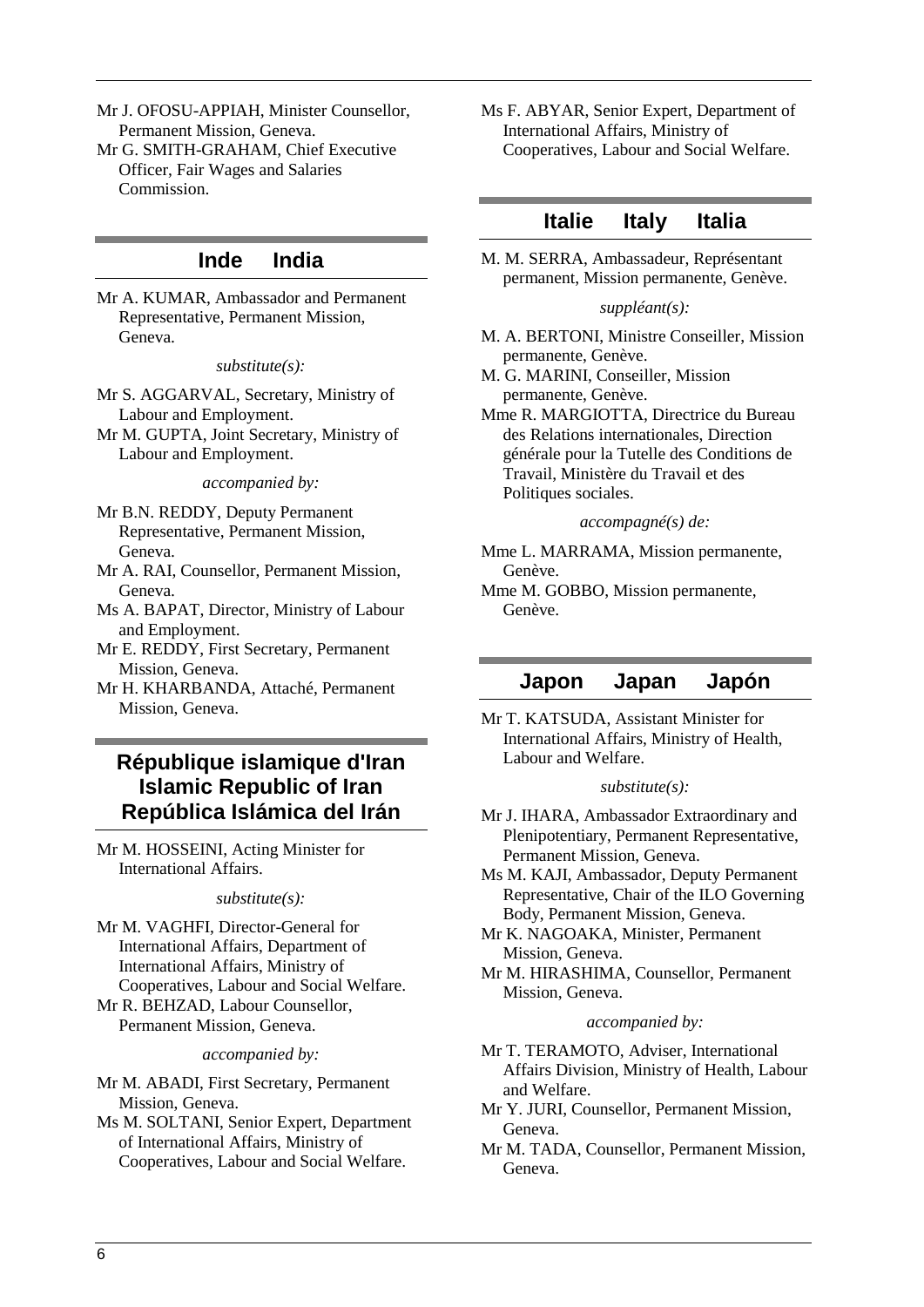Mr J. OFOSU-APPIAH, Minister Counsellor, Permanent Mission, Geneva.

Mr G. SMITH-GRAHAM, Chief Executive Officer, Fair Wages and Salaries Commission.

## Inde India

Mr A. KUMAR, Ambassador and Permanent Representative, Permanent Mission, Geneva.

*substitute(s):*

Mr S. AGGARVAL, Secretary, Ministry of Labour and Employment.

Mr M. GUPTA, Joint Secretary, Ministry of Labour and Employment.

*accompanied by:*

Mr B.N. REDDY, Deputy Permanent Representative, Permanent Mission, Geneva.

Mr A. RAI, Counsellor, Permanent Mission, Geneva.

Ms A. BAPAT, Director, Ministry of Labour and Employment.

Mr E. REDDY, First Secretary, Permanent Mission, Geneva.

Mr H. KHARBANDA, Attaché, Permanent Mission, Geneva.

## République islamique d'Iran Islamic Republic of Iran República Islámica del Irán

Mr M. HOSSEINI, Acting Minister for International Affairs.

*substitute(s):*

Mr M. VAGHFI, Director-General for International Affairs, Department of International Affairs, Ministry of Cooperatives, Labour and Social Welfare.

Mr R. BEHZAD, Labour Counsellor, Permanent Mission, Geneva.

*accompanied by:*

Mr M. ABADI, First Secretary, Permanent Mission, Geneva.

Ms M. SOLTANI, Senior Expert, Department of International Affairs, Ministry of Cooperatives, Labour and Social Welfare.

Ms F. ABYAR, Senior Expert, Department of International Affairs, Ministry of Cooperatives, Labour and Social Welfare.

## Italie Italy Italia

M. M. SERRA, Ambassadeur, Représentant permanent, Mission permanente, Genève.

*suppléant(s):*

M. A. BERTONI, Ministre Conseiller, Mission permanente, Genève.

M. G. MARINI, Conseiller, Mission permanente, Genève.

Mme R. MARGIOTTA, Directrice du Bureau des Relations internationales, Direction générale pour la Tutelle des Conditions de Travail, Ministère du Travail et des Politiques sociales.

*accompagné(s) de:*

Mme L. MARRAMA, Mission permanente, Genève.

Mme M. GOBBO, Mission permanente, Genève.

## Japon Japan Japón

Mr T. KATSUDA, Assistant Minister for International Affairs, Ministry of Health, Labour and Welfare.

*substitute(s):*

Mr J. IHARA, Ambassador Extraordinary and Plenipotentiary, Permanent Representative, Permanent Mission, Geneva.

Ms M. KAJI, Ambassador, Deputy Permanent Representative, Chair of the ILO Governing Body, Permanent Mission, Geneva.

Mr K. NAGOAKA, Minister, Permanent Mission, Geneva.

Mr M. HIRASHIMA, Counsellor, Permanent Mission, Geneva.

*accompanied by:*

Mr T. TERAMOTO, Adviser, International Affairs Division, Ministry of Health, Labour and Welfare.

Mr Y. JURI, Counsellor, Permanent Mission, Geneva.

Mr M. TADA, Counsellor, Permanent Mission, Geneva.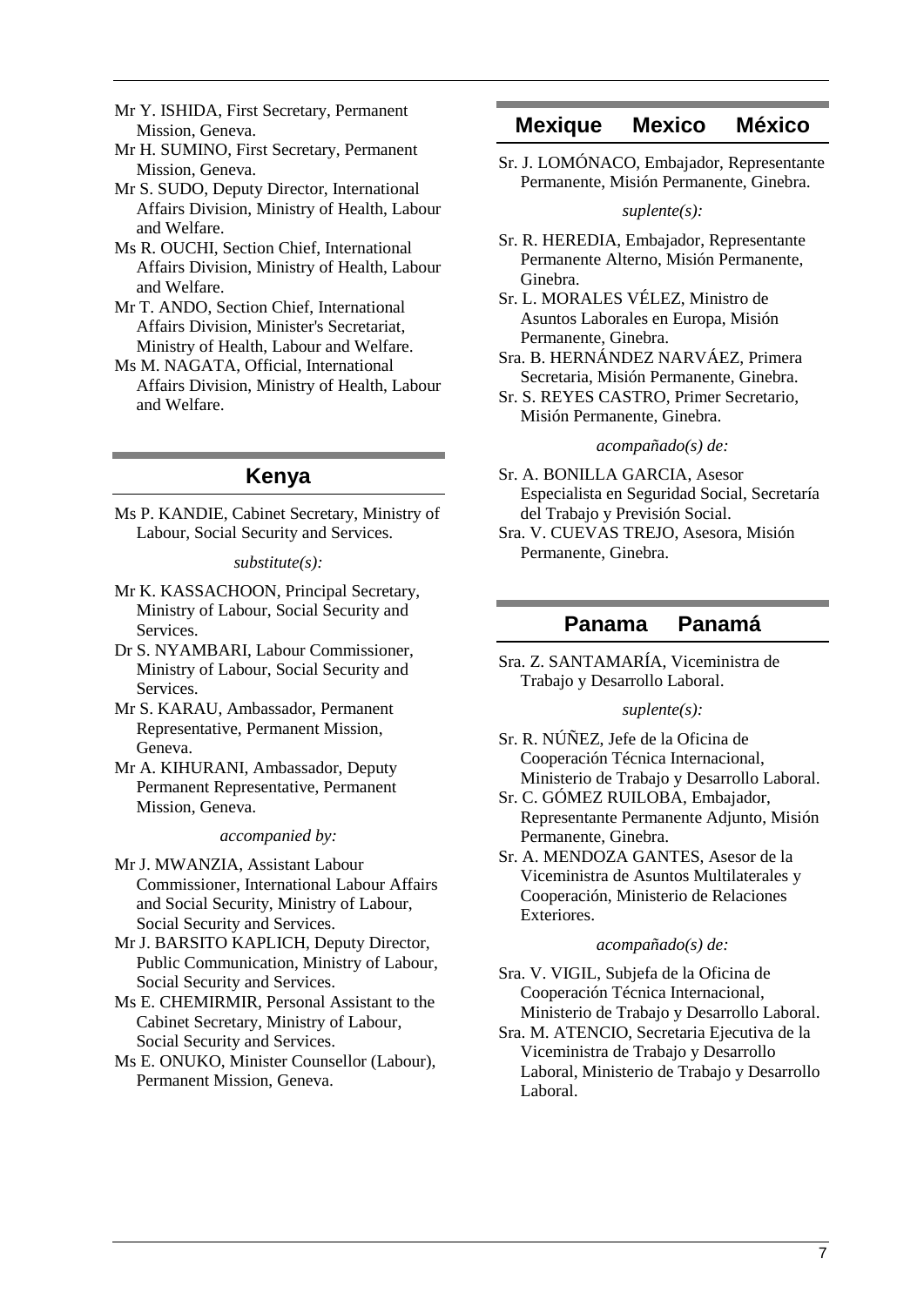Mr Y. ISHIDA, First Secretary, Permanent Mission, Geneva.

Mr H. SUMINO, First Secretary, Permanent Mission, Geneva.

Mr S. SUDO, Deputy Director, International Affairs Division, Ministry of Health, Labour and Welfare.

Ms R. OUCHI, Section Chief, International Affairs Division, Ministry of Health, Labour and Welfare.

Mr T. ANDO, Section Chief, International Affairs Division, Minister's Secretariat, Ministry of Health, Labour and Welfare.

Ms M. NAGATA, Official, International Affairs Division, Ministry of Health, Labour and Welfare.

## Kenya

Ms P. KANDIE, Cabinet Secretary, Ministry of Labour, Social Security and Services.

*substitute(s):*

Mr K. KASSACHOON, Principal Secretary, Ministry of Labour, Social Security and Services.

Dr S. NYAMBARI, Labour Commissioner, Ministry of Labour, Social Security and Services.

Mr S. KARAU, Ambassador, Permanent Representative, Permanent Mission, Geneva.

Mr A. KIHURANI, Ambassador, Deputy Permanent Representative, Permanent Mission, Geneva.

*accompanied by:*

Mr J. MWANZIA, Assistant Labour Commissioner, International Labour Affairs and Social Security, Ministry of Labour, Social Security and Services.

Mr J. BARSITO KAPLICH, Deputy Director, Public Communication, Ministry of Labour, Social Security and Services.

Ms E. CHEMIRMIR, Personal Assistant to the Cabinet Secretary, Ministry of Labour, Social Security and Services.

Ms E. ONUKO, Minister Counsellor (Labour), Permanent Mission, Geneva.

## Mexique Mexico México

Sr. J. LOMÓNACO, Embajador, Representante Permanente, Misión Permanente, Ginebra.

*suplente(s):*

Sr. R. HEREDIA, Embajador, Representante Permanente Alterno, Misión Permanente, Ginebra.

Sr. L. MORALES VÉLEZ, Ministro de Asuntos Laborales en Europa, Misión Permanente, Ginebra.

Sra. B. HERNÁNDEZ NARVÁEZ, Primera Secretaria, Misión Permanente, Ginebra.

Sr. S. REYES CASTRO, Primer Secretario, Misión Permanente, Ginebra.

*acompañado(s) de:*

Sr. A. BONILLA GARCIA, Asesor Especialista en Seguridad Social, Secretaría del Trabajo y Previsión Social.

Sra. V. CUEVAS TREJO, Asesora, Misión Permanente, Ginebra.

## Panama Panamá

Sra. Z. SANTAMARÍA, Viceministra de Trabajo y Desarrollo Laboral.

*suplente(s):*

Sr. R. NÚÑEZ, Jefe de la Oficina de Cooperación Técnica Internacional, Ministerio de Trabajo y Desarrollo Laboral.

Sr. C. GÓMEZ RUILOBA, Embajador, Representante Permanente Adjunto, Misión Permanente, Ginebra.

Sr. A. MENDOZA GANTES, Asesor de la Viceministra de Asuntos Multilaterales y Cooperación, Ministerio de Relaciones Exteriores.

*acompañado(s) de:*

Sra. V. VIGIL, Subjefa de la Oficina de Cooperación Técnica Internacional, Ministerio de Trabajo y Desarrollo Laboral.

Sra. M. ATENCIO, Secretaria Ejecutiva de la Viceministra de Trabajo y Desarrollo Laboral, Ministerio de Trabajo y Desarrollo Laboral.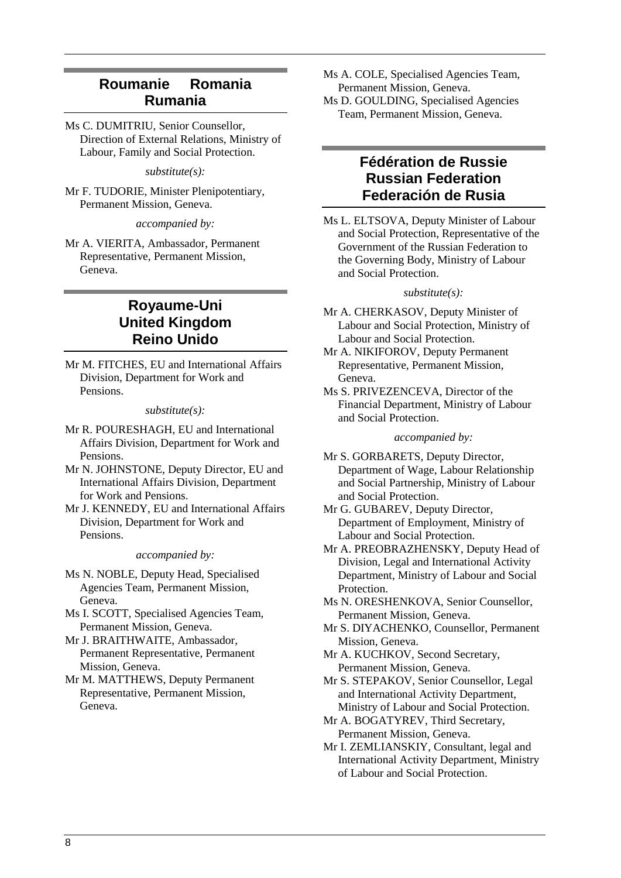## Roumanie Romania Rumania

Ms C. DUMITRIU, Senior Counsellor, Direction of External Relations, Ministry of Labour, Family and Social Protection.

*substitute(s):*

Mr F. TUDORIE, Minister Plenipotentiary, Permanent Mission, Geneva.

*accompanied by:*

Mr A. VIERITA, Ambassador, Permanent Representative, Permanent Mission, Geneva.

## Royaume-Uni United Kingdom Reino Unido

Mr M. FITCHES, EU and International Affairs Division, Department for Work and Pensions.

*substitute(s):*

Mr R. POURESHAGH, EU and International Affairs Division, Department for Work and Pensions.

Mr N. JOHNSTONE, Deputy Director, EU and International Affairs Division, Department for Work and Pensions.

Mr J. KENNEDY, EU and International Affairs Division, Department for Work and Pensions.

*accompanied by:*

Ms N. NOBLE, Deputy Head, Specialised Agencies Team, Permanent Mission, Geneva.

Ms I. SCOTT, Specialised Agencies Team, Permanent Mission, Geneva.

Mr J. BRAITHWAITE, Ambassador, Permanent Representative, Permanent Mission, Geneva.

Mr M. MATTHEWS, Deputy Permanent Representative, Permanent Mission, Geneva.

Ms A. COLE, Specialised Agencies Team, Permanent Mission, Geneva.

Ms D. GOULDING, Specialised Agencies Team, Permanent Mission, Geneva.

## Fédération de Russie Russian Federation Federación de Rusia

Ms L. ELTSOVA, Deputy Minister of Labour and Social Protection, Representative of the Government of the Russian Federation to the Governing Body, Ministry of Labour and Social Protection.

*substitute(s):*

Mr A. CHERKASOV, Deputy Minister of Labour and Social Protection, Ministry of Labour and Social Protection.

Mr A. NIKIFOROV, Deputy Permanent Representative, Permanent Mission, Geneva.

Ms S. PRIVEZENCEVA, Director of the Financial Department, Ministry of Labour and Social Protection.

*accompanied by:*

Mr S. GORBARETS, Deputy Director, Department of Wage, Labour Relationship and Social Partnership, Ministry of Labour and Social Protection.

Mr G. GUBAREV, Deputy Director, Department of Employment, Ministry of Labour and Social Protection.

Mr A. PREOBRAZHENSKY, Deputy Head of Division, Legal and International Activity Department, Ministry of Labour and Social Protection.

Ms N. ORESHENKOVA, Senior Counsellor, Permanent Mission, Geneva.

Mr S. DIYACHENKO, Counsellor, Permanent Mission, Geneva.

Mr A. KUCHKOV, Second Secretary, Permanent Mission, Geneva.

Mr S. STEPAKOV, Senior Counsellor, Legal and International Activity Department, Ministry of Labour and Social Protection.

Mr A. BOGATYREV, Third Secretary, Permanent Mission, Geneva.

Mr I. ZEMLIANSKIY, Consultant, legal and International Activity Department, Ministry of Labour and Social Protection.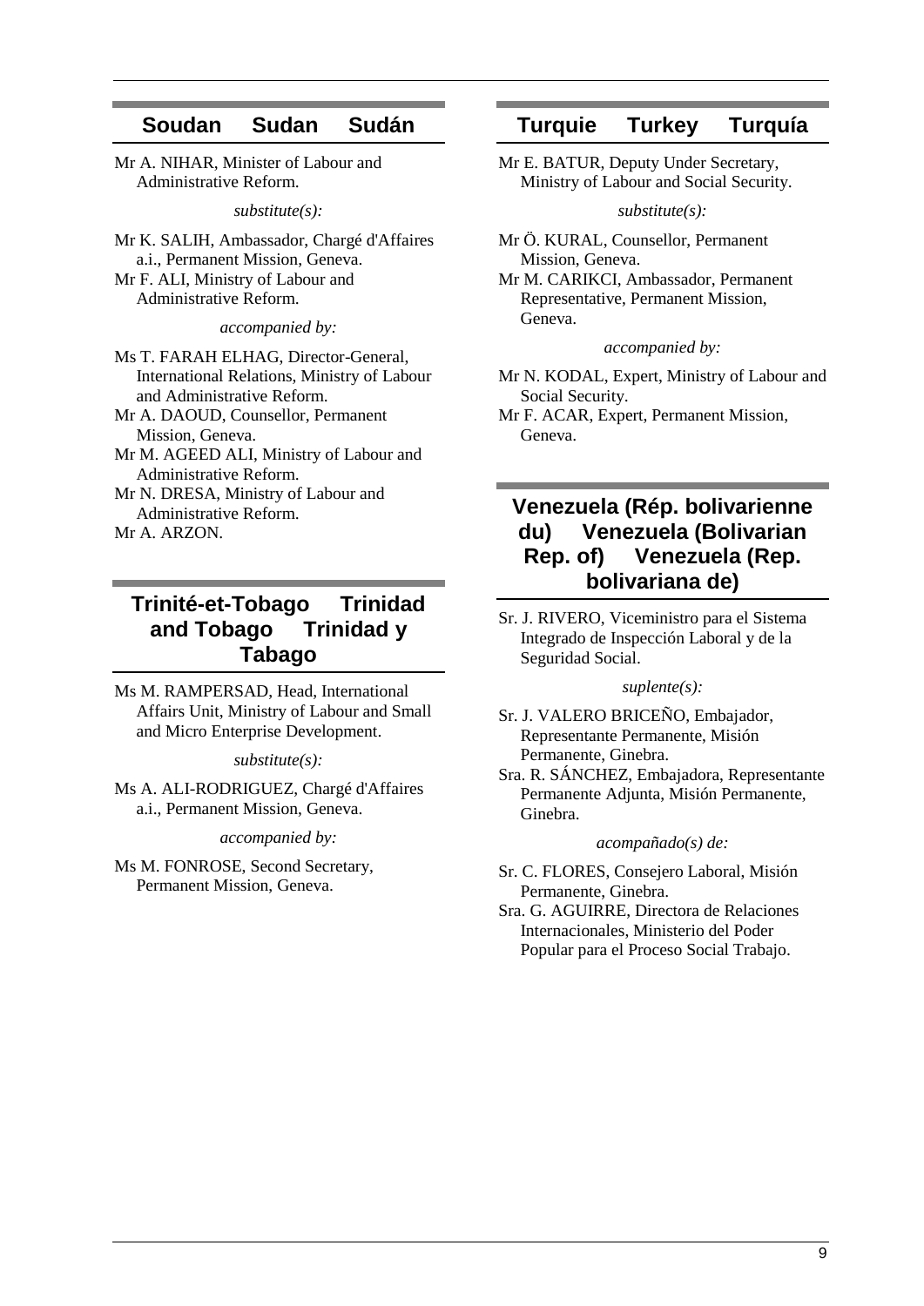## Soudan Sudan Sudán

Mr A. NIHAR, Minister of Labour and Administrative Reform.

*substitute(s):*

Mr K. SALIH, Ambassador, Chargé d'Affaires a.i., Permanent Mission, Geneva.

Mr F. ALI, Ministry of Labour and Administrative Reform.

*accompanied by:*

Ms T. FARAH ELHAG, Director-General, International Relations, Ministry of Labour and Administrative Reform.

Mr A. DAOUD, Counsellor, Permanent Mission, Geneva.

Mr M. AGEED ALI, Ministry of Labour and Administrative Reform.

Mr N. DRESA, Ministry of Labour and Administrative Reform.

Mr A. ARZON.

## Trinité-et-Tobago Trinidad and Tobago Trinidad y Tabago

Ms M. RAMPERSAD, Head, International Affairs Unit, Ministry of Labour and Small and Micro Enterprise Development.

*substitute(s):*

Ms A. ALI-RODRIGUEZ, Chargé d'Affaires a.i., Permanent Mission, Geneva.

*accompanied by:*

Ms M. FONROSE, Second Secretary, Permanent Mission, Geneva.

## Turquie Turkey Turquía

Mr E. BATUR, Deputy Under Secretary, Ministry of Labour and Social Security.

*substitute(s):*

Mr Ö. KURAL, Counsellor, Permanent Mission, Geneva.

Mr M. CARIKCI, Ambassador, Permanent Representative, Permanent Mission, Geneva.

*accompanied by:*

Mr N. KODAL, Expert, Ministry of Labour and Social Security.

Mr F. ACAR, Expert, Permanent Mission, Geneva.

## Venezuela (Rép. bolivarienne du) Venezuela (Bolivarian Rep. of) Venezuela (Rep. bolivariana de)

Sr. J. RIVERO, Viceministro para el Sistema Integrado de Inspección Laboral y de la Seguridad Social.

*suplente(s):*

Sr. J. VALERO BRICEÑO, Embajador, Representante Permanente, Misión Permanente, Ginebra.

Sra. R. SÁNCHEZ, Embajadora, Representante Permanente Adjunta, Misión Permanente, Ginebra.

*acompañado(s) de:*

Sr. C. FLORES, Consejero Laboral, Misión Permanente, Ginebra.

Sra. G. AGUIRRE, Directora de Relaciones Internacionales, Ministerio del Poder Popular para el Proceso Social Trabajo.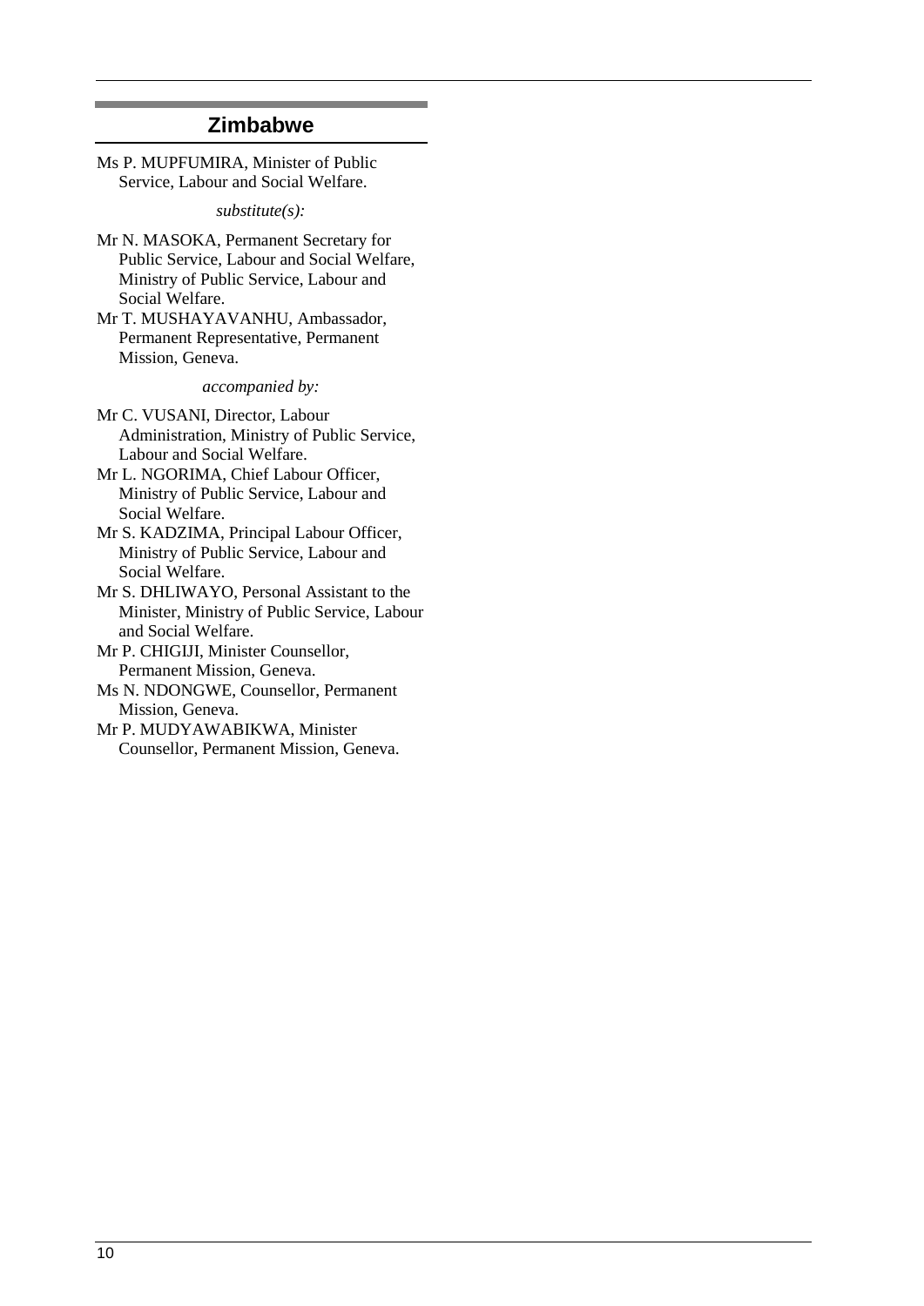## Zimbabwe

Ms P. MUPFUMIRA, Minister of Public Service, Labour and Social Welfare.

*substitute(s):*

Mr N. MASOKA, Permanent Secretary for Public Service, Labour and Social Welfare, Ministry of Public Service, Labour and Social Welfare.

Mr T. MUSHAYAVANHU, Ambassador, Permanent Representative, Permanent Mission, Geneva.

*accompanied by:*

Mr C. VUSANI, Director, Labour Administration, Ministry of Public Service, Labour and Social Welfare.

Mr L. NGORIMA, Chief Labour Officer, Ministry of Public Service, Labour and Social Welfare.

Mr S. KADZIMA, Principal Labour Officer, Ministry of Public Service, Labour and Social Welfare.

Mr S. DHLIWAYO, Personal Assistant to the Minister, Ministry of Public Service, Labour and Social Welfare.

Mr P. CHIGIJI, Minister Counsellor, Permanent Mission, Geneva.

Ms N. NDONGWE, Counsellor, Permanent Mission, Geneva.

Mr P. MUDYAWABIKWA, Minister Counsellor, Permanent Mission, Geneva.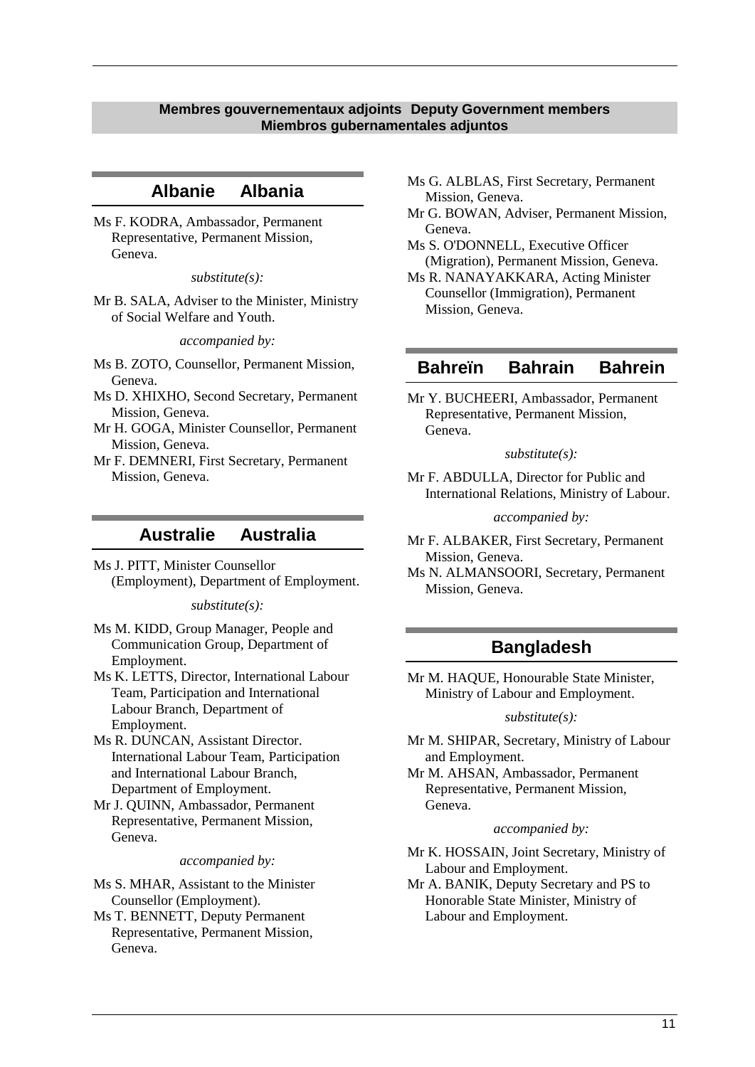## Membres gouvernementaux adjoints Deputy Government members Miembros gubernamentales adjuntos

### Albanie Albania

Ms F. KODRA, Ambassador, Permanent Representative, Permanent Mission, Geneva.

*substitute(s):*

Mr B. SALA, Adviser to the Minister, Ministry of Social Welfare and Youth.

*accompanied by:*

Ms B. ZOTO, Counsellor, Permanent Mission, Geneva.

Ms D. XHIXHO, Second Secretary, Permanent Mission, Geneva.

Mr H. GOGA, Minister Counsellor, Permanent Mission, Geneva.

Mr F. DEMNERI, First Secretary, Permanent Mission, Geneva.

### Australie Australia

Ms J. PITT, Minister Counsellor (Employment), Department of Employment.

*substitute(s):*

Ms M. KIDD, Group Manager, People and Communication Group, Department of Employment.

Ms K. LETTS, Director, International Labour Team, Participation and International Labour Branch, Department of Employment.

Ms R. DUNCAN, Assistant Director. International Labour Team, Participation and International Labour Branch, Department of Employment.

Mr J. QUINN, Ambassador, Permanent Representative, Permanent Mission, Geneva.

*accompanied by:*

Ms S. MHAR, Assistant to the Minister Counsellor (Employment).

Ms T. BENNETT, Deputy Permanent Representative, Permanent Mission, Geneva.

Ms G. ALBLAS, First Secretary, Permanent Mission, Geneva.

Mr G. BOWAN, Adviser, Permanent Mission, Geneva.

Ms S. O'DONNELL, Executive Officer (Migration), Permanent Mission, Geneva.

Ms R. NANAYAKKARA, Acting Minister Counsellor (Immigration), Permanent Mission, Geneva.

### Bahreïn Bahrain Bahrein

Mr Y. BUCHEERI, Ambassador, Permanent Representative, Permanent Mission, Geneva.

*substitute(s):*

Mr F. ABDULLA, Director for Public and International Relations, Ministry of Labour.

*accompanied by:*

Mr F. ALBAKER, First Secretary, Permanent Mission, Geneva.

Ms N. ALMANSOORI, Secretary, Permanent Mission, Geneva.

### Bangladesh

Mr M. HAQUE, Honourable State Minister, Ministry of Labour and Employment.

*substitute(s):*

Mr M. SHIPAR, Secretary, Ministry of Labour and Employment.

Mr M. AHSAN, Ambassador, Permanent Representative, Permanent Mission, Geneva.

*accompanied by:*

Mr K. HOSSAIN, Joint Secretary, Ministry of Labour and Employment.

Mr A. BANIK, Deputy Secretary and PS to Honorable State Minister, Ministry of Labour and Employment.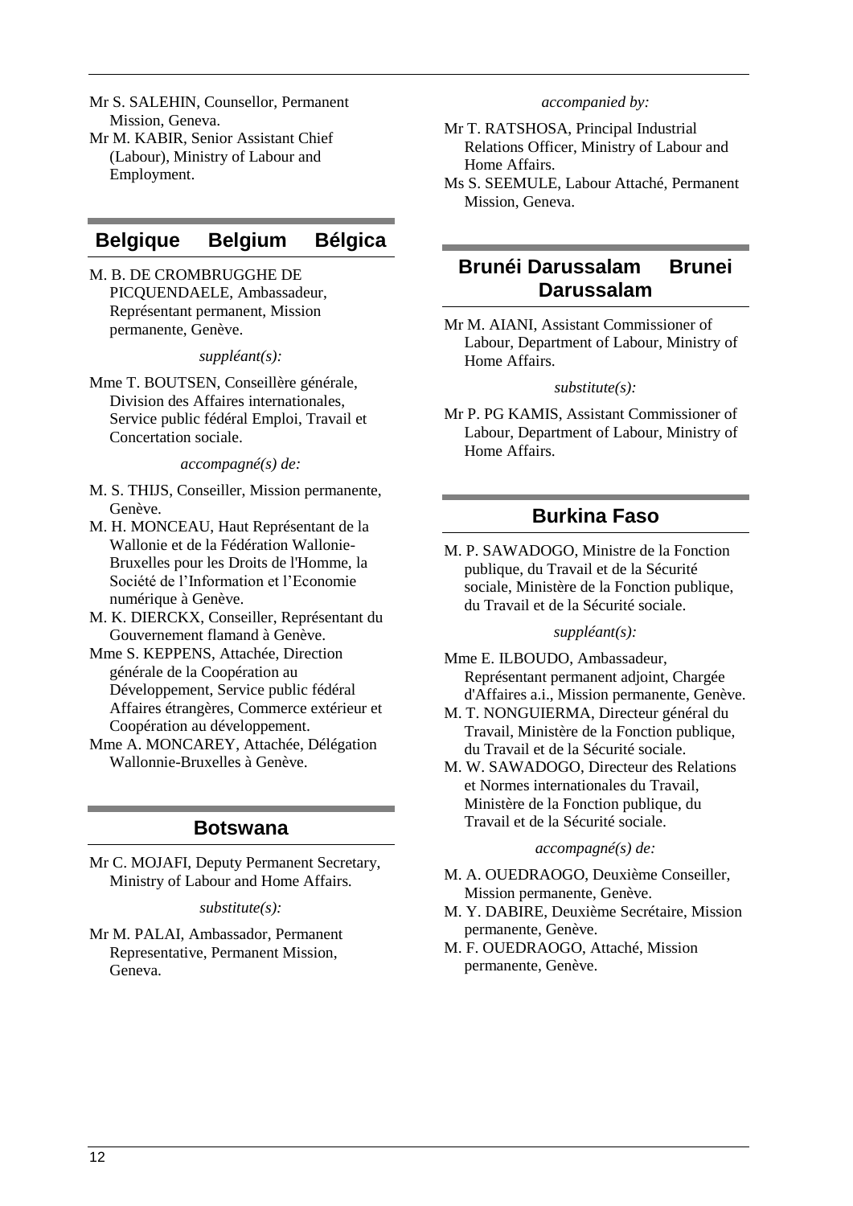Mr S. SALEHIN, Counsellor, Permanent Mission, Geneva.

Mr M. KABIR, Senior Assistant Chief (Labour), Ministry of Labour and Employment.

## Belgique Belgium Bélgica

M. B. DE CROMBRUGGHE DE PICQUENDAELE, Ambassadeur, Représentant permanent, Mission permanente, Genève.

*suppléant(s):*

Mme T. BOUTSEN, Conseillère générale, Division des Affaires internationales, Service public fédéral Emploi, Travail et Concertation sociale.

*accompagné(s) de:*

M. S. THIJS, Conseiller, Mission permanente, Genève.

M. H. MONCEAU, Haut Représentant de la Wallonie et de la Fédération Wallonie-Bruxelles pour les Droits de l'Homme, la Société de l'Information et l'Economie numérique à Genève.

M. K. DIERCKX, Conseiller, Représentant du Gouvernement flamand à Genève.

Mme S. KEPPENS, Attachée, Direction générale de la Coopération au Développement, Service public fédéral Affaires étrangères, Commerce extérieur et Coopération au développement.

Mme A. MONCAREY, Attachée, Délégation Wallonnie-Bruxelles à Genève.

## Botswana

Mr C. MOJAFI, Deputy Permanent Secretary, Ministry of Labour and Home Affairs.

*substitute(s):*

Mr M. PALAI, Ambassador, Permanent Representative, Permanent Mission, Geneva.

*accompanied by:*

Mr T. RATSHOSA, Principal Industrial Relations Officer, Ministry of Labour and Home Affairs.

Ms S. SEEMULE, Labour Attaché, Permanent Mission, Geneva.

## Brunéi Darussalam Brunei Darussalam

Mr M. AIANI, Assistant Commissioner of Labour, Department of Labour, Ministry of Home Affairs.

*substitute(s):*

Mr P. PG KAMIS, Assistant Commissioner of Labour, Department of Labour, Ministry of Home Affairs.

## Burkina Faso

M. P. SAWADOGO, Ministre de la Fonction publique, du Travail et de la Sécurité sociale, Ministère de la Fonction publique, du Travail et de la Sécurité sociale.

*suppléant(s):*

Mme E. ILBOUDO, Ambassadeur, Représentant permanent adjoint, Chargée d'Affaires a.i., Mission permanente, Genève.

M. T. NONGUIERMA, Directeur général du Travail, Ministère de la Fonction publique, du Travail et de la Sécurité sociale.

M. W. SAWADOGO, Directeur des Relations et Normes internationales du Travail, Ministère de la Fonction publique, du Travail et de la Sécurité sociale.

*accompagné(s) de:*

M. A. OUEDRAOGO, Deuxième Conseiller, Mission permanente, Genève.

M. Y. DABIRE, Deuxième Secrétaire, Mission permanente, Genève.

M. F. OUEDRAOGO, Attaché, Mission permanente, Genève.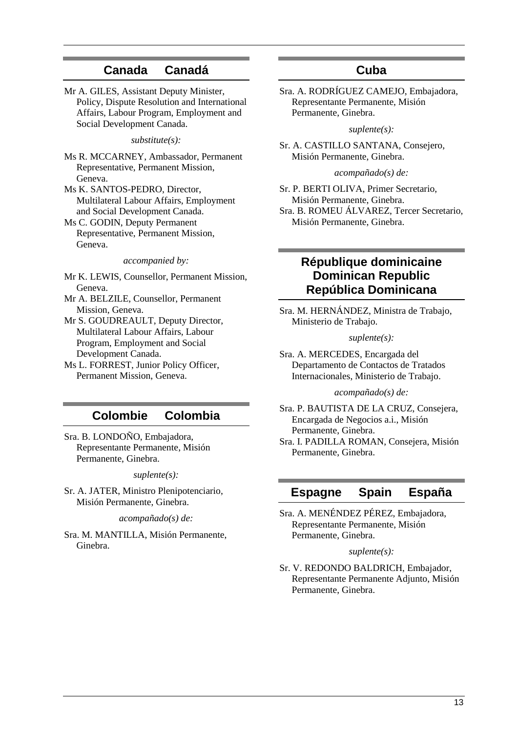## Canada Canadá

Mr A. GILES, Assistant Deputy Minister, Policy, Dispute Resolution and International Affairs, Labour Program, Employment and Social Development Canada.

*substitute(s):*

Ms R. MCCARNEY, Ambassador, Permanent Representative, Permanent Mission, Geneva.

Ms K. SANTOS-PEDRO, Director, Multilateral Labour Affairs, Employment and Social Development Canada.

Ms C. GODIN, Deputy Permanent Representative, Permanent Mission, Geneva.

*accompanied by:*

Mr K. LEWIS, Counsellor, Permanent Mission, Geneva.

Mr A. BELZILE, Counsellor, Permanent Mission, Geneva.

Mr S. GOUDREAULT, Deputy Director, Multilateral Labour Affairs, Labour Program, Employment and Social Development Canada.

Ms L. FORREST, Junior Policy Officer, Permanent Mission, Geneva.

## Colombie Colombia

Sra. B. LONDOÑO, Embajadora, Representante Permanente, Misión Permanente, Ginebra.

*suplente(s):*

Sr. A. JATER, Ministro Plenipotenciario, Misión Permanente, Ginebra.

*acompañado(s) de:*

Sra. M. MANTILLA, Misión Permanente, Ginebra.

## Cuba

Sra. A. RODRÍGUEZ CAMEJO, Embajadora, Representante Permanente, Misión Permanente, Ginebra.

*suplente(s):*

Sr. A. CASTILLO SANTANA, Consejero, Misión Permanente, Ginebra.

*acompañado(s) de:*

Sr. P. BERTI OLIVA, Primer Secretario, Misión Permanente, Ginebra.

Sra. B. ROMEU ÁLVAREZ, Tercer Secretario, Misión Permanente, Ginebra.

## République dominicaine Dominican Republic República Dominicana

Sra. M. HERNÁNDEZ, Ministra de Trabajo, Ministerio de Trabajo.

*suplente(s):*

Sra. A. MERCEDES, Encargada del Departamento de Contactos de Tratados Internacionales, Ministerio de Trabajo.

*acompañado(s) de:*

Sra. P. BAUTISTA DE LA CRUZ, Consejera, Encargada de Negocios a.i., Misión Permanente, Ginebra.

Sra. I. PADILLA ROMAN, Consejera, Misión Permanente, Ginebra.

## Espagne Spain España

Sra. A. MENÉNDEZ PÉREZ, Embajadora, Representante Permanente, Misión Permanente, Ginebra.

*suplente(s):*

Sr. V. REDONDO BALDRICH, Embajador, Representante Permanente Adjunto, Misión Permanente, Ginebra.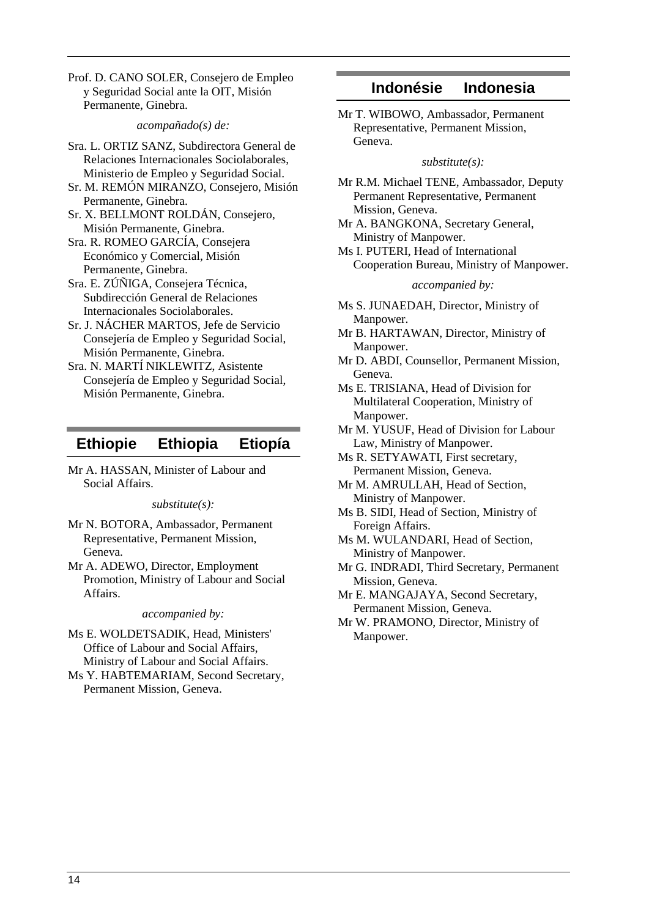Prof. D. CANO SOLER, Consejero de Empleo y Seguridad Social ante la OIT, Misión Permanente, Ginebra.

*acompañado(s) de:*

Sra. L. ORTIZ SANZ, Subdirectora General de Relaciones Internacionales Sociolaborales, Ministerio de Empleo y Seguridad Social.

Sr. M. REMÓN MIRANZO, Consejero, Misión Permanente, Ginebra.

Sr. X. BELLMONT ROLDÁN, Consejero, Misión Permanente, Ginebra.

Sra. R. ROMEO GARCÍA, Consejera Económico y Comercial, Misión Permanente, Ginebra.

Sra. E. ZÚÑIGA, Consejera Técnica, Subdirección General de Relaciones Internacionales Sociolaborales.

Sr. J. NÁCHER MARTOS, Jefe de Servicio Consejería de Empleo y Seguridad Social, Misión Permanente, Ginebra.

Sra. N. MARTÍ NIKLEWITZ, Asistente Consejería de Empleo y Seguridad Social, Misión Permanente, Ginebra.

## Ethiopie Ethiopia Etiopía

Mr A. HASSAN, Minister of Labour and Social Affairs.

*substitute(s):*

Mr N. BOTORA, Ambassador, Permanent Representative, Permanent Mission, Geneva.

Mr A. ADEWO, Director, Employment Promotion, Ministry of Labour and Social Affairs.

*accompanied by:*

Ms E. WOLDETSADIK, Head, Ministers' Office of Labour and Social Affairs, Ministry of Labour and Social Affairs.

Ms Y. HABTEMARIAM, Second Secretary, Permanent Mission, Geneva.

## Indonésie Indonesia

Mr T. WIBOWO, Ambassador, Permanent Representative, Permanent Mission, Geneva.

*substitute(s):*

Mr R.M. Michael TENE, Ambassador, Deputy Permanent Representative, Permanent Mission, Geneva.

Mr A. BANGKONA, Secretary General, Ministry of Manpower.

Ms I. PUTERI, Head of International Cooperation Bureau, Ministry of Manpower.

*accompanied by:*

Ms S. JUNAEDAH, Director, Ministry of Manpower.

Mr B. HARTAWAN, Director, Ministry of Manpower.

Mr D. ABDI, Counsellor, Permanent Mission, Geneva.

Ms E. TRISIANA, Head of Division for Multilateral Cooperation, Ministry of Manpower.

Mr M. YUSUF, Head of Division for Labour Law, Ministry of Manpower.

Ms R. SETYAWATI, First secretary, Permanent Mission, Geneva.

Mr M. AMRULLAH, Head of Section, Ministry of Manpower.

Ms B. SIDI, Head of Section, Ministry of Foreign Affairs.

Ms M. WULANDARI, Head of Section, Ministry of Manpower.

Mr G. INDRADI, Third Secretary, Permanent Mission, Geneva.

Mr E. MANGAJAYA, Second Secretary, Permanent Mission, Geneva.

Mr W. PRAMONO, Director, Ministry of Manpower.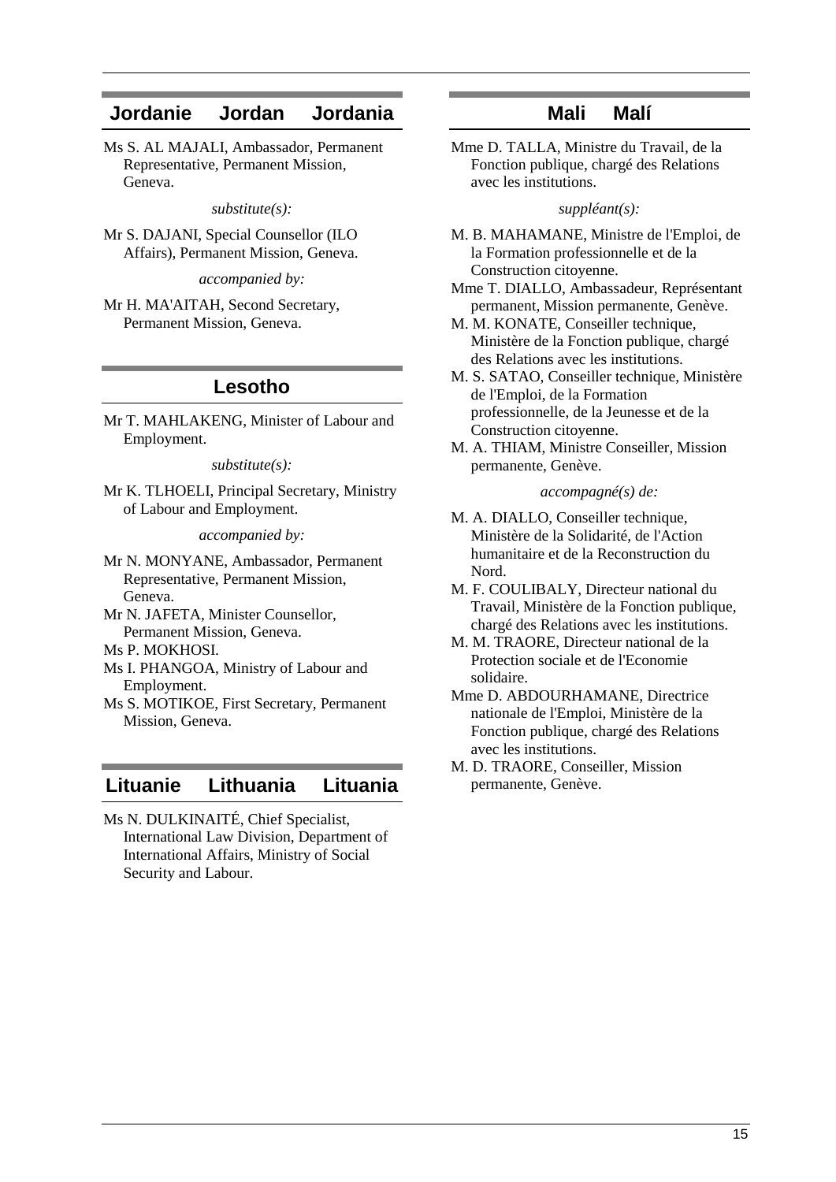## Jordanie Jordan Jordania

Ms S. AL MAJALI, Ambassador, Permanent Representative, Permanent Mission, Geneva.

*substitute(s):*

Mr S. DAJANI, Special Counsellor (ILO Affairs), Permanent Mission, Geneva.

*accompanied by:*

Mr H. MA'AITAH, Second Secretary, Permanent Mission, Geneva.

## Lesotho

Mr T. MAHLAKENG, Minister of Labour and Employment.

*substitute(s):*

Mr K. TLHOELI, Principal Secretary, Ministry of Labour and Employment.

*accompanied by:*

Mr N. MONYANE, Ambassador, Permanent Representative, Permanent Mission, Geneva.

Mr N. JAFETA, Minister Counsellor, Permanent Mission, Geneva.

Ms P. MOKHOSI.

Ms I. PHANGOA, Ministry of Labour and Employment.

Ms S. MOTIKOE, First Secretary, Permanent Mission, Geneva.

## Lituanie Lithuania Lituania

Ms N. DULKINAITÉ, Chief Specialist, International Law Division, Department of International Affairs, Ministry of Social Security and Labour.

## Mali Malí

Mme D. TALLA, Ministre du Travail, de la Fonction publique, chargé des Relations avec les institutions.

*suppléant(s):*

M. B. MAHAMANE, Ministre de l'Emploi, de la Formation professionnelle et de la Construction citoyenne.

Mme T. DIALLO, Ambassadeur, Représentant permanent, Mission permanente, Genève.

M. M. KONATE, Conseiller technique, Ministère de la Fonction publique, chargé des Relations avec les institutions.

M. S. SATAO, Conseiller technique, Ministère de l'Emploi, de la Formation professionnelle, de la Jeunesse et de la Construction citoyenne.

M. A. THIAM, Ministre Conseiller, Mission permanente, Genève.

*accompagné(s) de:*

M. A. DIALLO, Conseiller technique, Ministère de la Solidarité, de l'Action humanitaire et de la Reconstruction du Nord.

M. F. COULIBALY, Directeur national du Travail, Ministère de la Fonction publique, chargé des Relations avec les institutions.

M. M. TRAORE, Directeur national de la Protection sociale et de l'Economie solidaire.

Mme D. ABDOURHAMANE, Directrice nationale de l'Emploi, Ministère de la Fonction publique, chargé des Relations avec les institutions.

M. D. TRAORE, Conseiller, Mission permanente, Genève.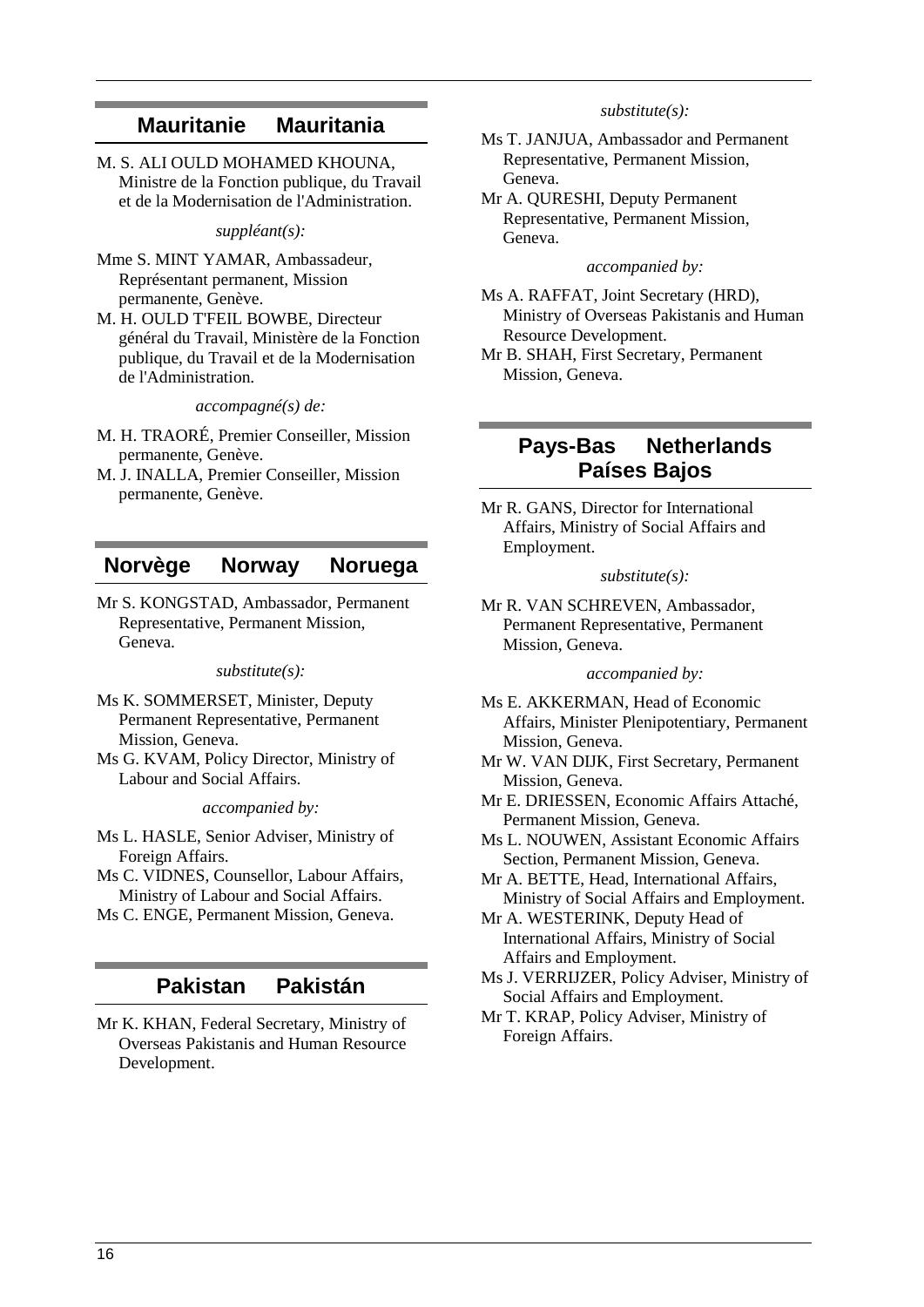## Mauritanie Mauritania

M. S. ALI OULD MOHAMED KHOUNA, Ministre de la Fonction publique, du Travail et de la Modernisation de l'Administration.

*suppléant(s):*

Mme S. MINT YAMAR, Ambassadeur, Représentant permanent, Mission permanente, Genève.

M. H. OULD T'FEIL BOWBE, Directeur général du Travail, Ministère de la Fonction publique, du Travail et de la Modernisation de l'Administration.

*accompagné(s) de:*

M. H. TRAORÉ, Premier Conseiller, Mission permanente, Genève.

M. J. INALLA, Premier Conseiller, Mission permanente, Genève.

## Norvège Norway Noruega

Mr S. KONGSTAD, Ambassador, Permanent Representative, Permanent Mission, Geneva.

*substitute(s):*

Ms K. SOMMERSET, Minister, Deputy Permanent Representative, Permanent Mission, Geneva.

Ms G. KVAM, Policy Director, Ministry of Labour and Social Affairs.

*accompanied by:*

Ms L. HASLE, Senior Adviser, Ministry of Foreign Affairs.

Ms C. VIDNES, Counsellor, Labour Affairs, Ministry of Labour and Social Affairs.

Ms C. ENGE, Permanent Mission, Geneva.

## Pakistan Pakistán

Mr K. KHAN, Federal Secretary, Ministry of Overseas Pakistanis and Human Resource Development.

*substitute(s):*

Ms T. JANJUA, Ambassador and Permanent Representative, Permanent Mission, Geneva.

Mr A. QURESHI, Deputy Permanent Representative, Permanent Mission, Geneva.

*accompanied by:*

Ms A. RAFFAT, Joint Secretary (HRD), Ministry of Overseas Pakistanis and Human Resource Development.

Mr B. SHAH, First Secretary, Permanent Mission, Geneva.

## Pays-Bas Netherlands Países Bajos

Mr R. GANS, Director for International Affairs, Ministry of Social Affairs and Employment.

*substitute(s):*

Mr R. VAN SCHREVEN, Ambassador, Permanent Representative, Permanent Mission, Geneva.

*accompanied by:*

Ms E. AKKERMAN, Head of Economic Affairs, Minister Plenipotentiary, Permanent Mission, Geneva.

Mr W. VAN DIJK, First Secretary, Permanent Mission, Geneva.

Mr E. DRIESSEN, Economic Affairs Attaché, Permanent Mission, Geneva.

Ms L. NOUWEN, Assistant Economic Affairs Section, Permanent Mission, Geneva.

Mr A. BETTE, Head, International Affairs, Ministry of Social Affairs and Employment.

Mr A. WESTERINK, Deputy Head of International Affairs, Ministry of Social Affairs and Employment.

Ms J. VERRIJZER, Policy Adviser, Ministry of Social Affairs and Employment.

Mr T. KRAP, Policy Adviser, Ministry of Foreign Affairs.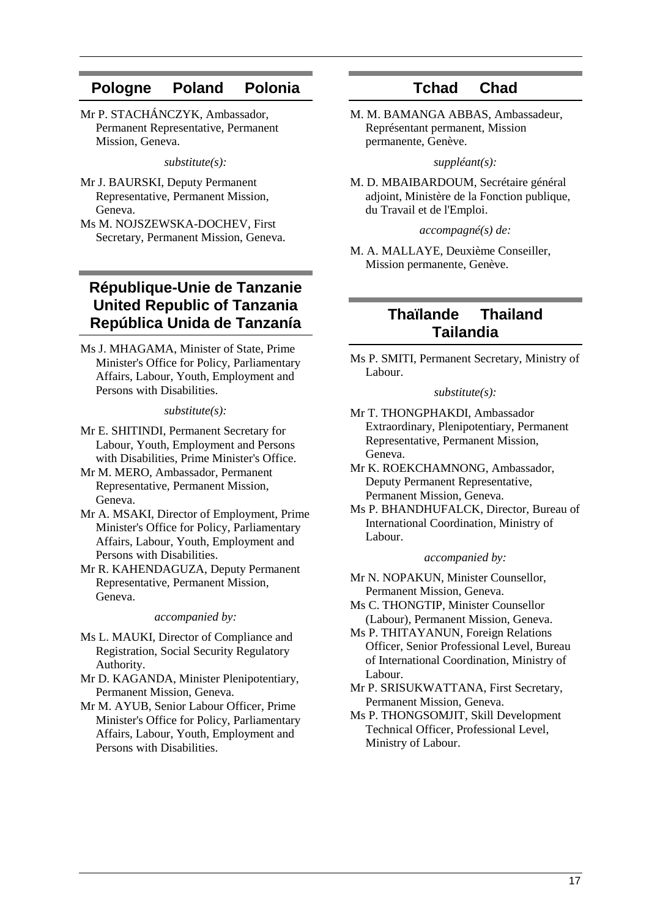## Pologne Poland Polonia

Mr P. STACHÁNCZYK, Ambassador, Permanent Representative, Permanent Mission, Geneva.

*substitute(s):*

Mr J. BAURSKI, Deputy Permanent Representative, Permanent Mission, Geneva.

Ms M. NOJSZEWSKA-DOCHEV, First Secretary, Permanent Mission, Geneva.

## République-Unie de Tanzanie United Republic of Tanzania República Unida de Tanzanía

Ms J. MHAGAMA, Minister of State, Prime Minister's Office for Policy, Parliamentary Affairs, Labour, Youth, Employment and Persons with Disabilities.

*substitute(s):*

Mr E. SHITINDI, Permanent Secretary for Labour, Youth, Employment and Persons with Disabilities, Prime Minister's Office.

Mr M. MERO, Ambassador, Permanent Representative, Permanent Mission, Geneva.

Mr A. MSAKI, Director of Employment, Prime Minister's Office for Policy, Parliamentary Affairs, Labour, Youth, Employment and Persons with Disabilities.

Mr R. KAHENDAGUZA, Deputy Permanent Representative, Permanent Mission, Geneva.

*accompanied by:*

Ms L. MAUKI, Director of Compliance and Registration, Social Security Regulatory Authority.

Mr D. KAGANDA, Minister Plenipotentiary, Permanent Mission, Geneva.

Mr M. AYUB, Senior Labour Officer, Prime Minister's Office for Policy, Parliamentary Affairs, Labour, Youth, Employment and Persons with Disabilities.

## Tchad Chad

M. M. BAMANGA ABBAS, Ambassadeur, Représentant permanent, Mission permanente, Genève.

*suppléant(s):*

M. D. MBAIBARDOUM, Secrétaire général adjoint, Ministère de la Fonction publique, du Travail et de l'Emploi.

*accompagné(s) de:*

M. A. MALLAYE, Deuxième Conseiller, Mission permanente, Genève.

## Thaïlande Thailand Tailandia

Ms P. SMITI, Permanent Secretary, Ministry of Labour.

*substitute(s):*

Mr T. THONGPHAKDI, Ambassador Extraordinary, Plenipotentiary, Permanent Representative, Permanent Mission, Geneva.

Mr K. ROEKCHAMNONG, Ambassador, Deputy Permanent Representative, Permanent Mission, Geneva.

Ms P. BHANDHUFALCK, Director, Bureau of International Coordination, Ministry of Labour.

*accompanied by:*

Mr N. NOPAKUN, Minister Counsellor, Permanent Mission, Geneva.

Ms C. THONGTIP, Minister Counsellor (Labour), Permanent Mission, Geneva.

Ms P. THITAYANUN, Foreign Relations Officer, Senior Professional Level, Bureau of International Coordination, Ministry of Labour.

Mr P. SRISUKWATTANA, First Secretary, Permanent Mission, Geneva.

Ms P. THONGSOMJIT, Skill Development Technical Officer, Professional Level, Ministry of Labour.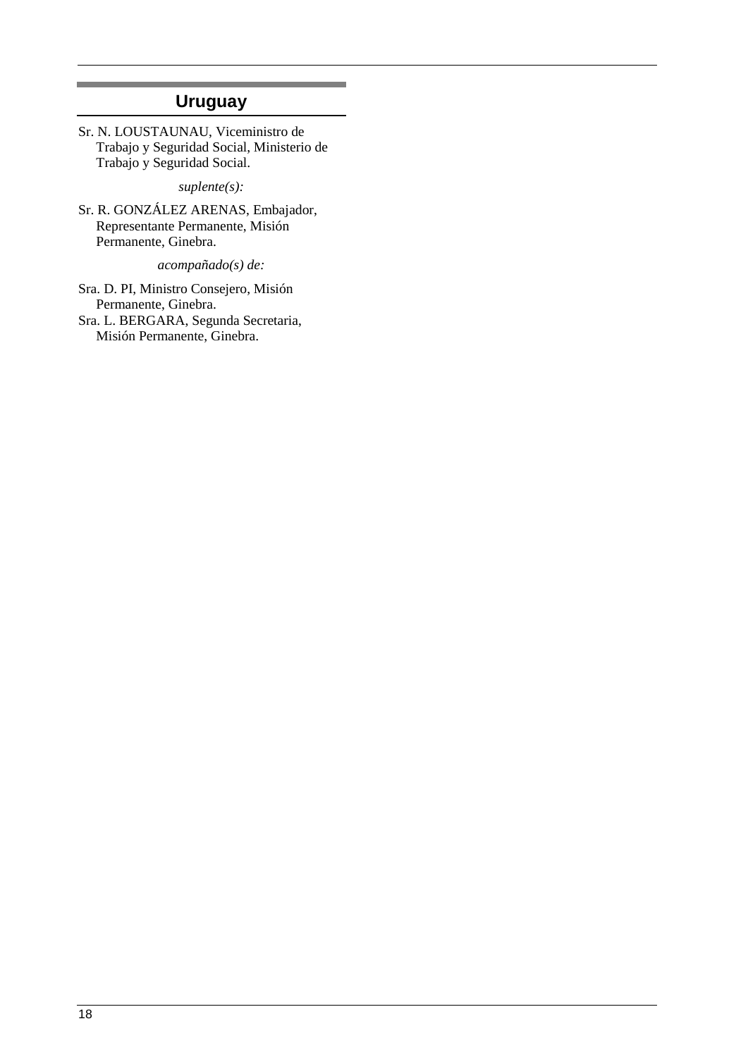## Uruguay

Sr. N. LOUSTAUNAU, Viceministro de Trabajo y Seguridad Social, Ministerio de Trabajo y Seguridad Social.

*suplente(s):*

Sr. R. GONZÁLEZ ARENAS, Embajador, Representante Permanente, Misión Permanente, Ginebra.

*acompañado(s) de:*

Sra. D. PI, Ministro Consejero, Misión Permanente, Ginebra.

Sra. L. BERGARA, Segunda Secretaria, Misión Permanente, Ginebra.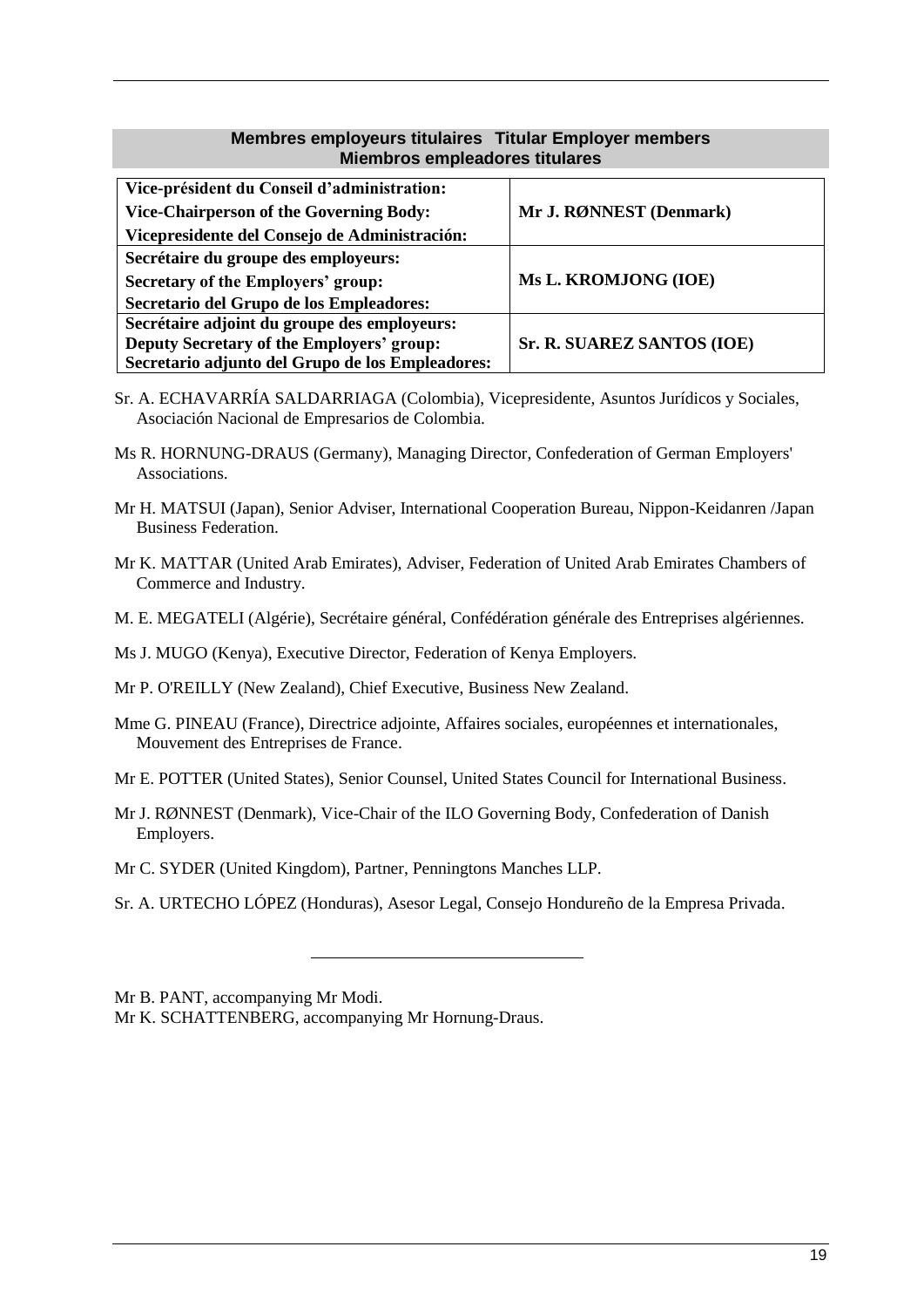## Membres employeurs titulaires  Titular Employer members  Miembros empleadores titulares

| | |
|---|---|
| **Vice-président du Conseil d'administration:**<br>**Vice-Chairperson of the Governing Body:**<br>**Vicepresidente del Consejo de Administración:** | **Mr J. RØNNEST (Denmark)** |
| **Secrétaire du groupe des employeurs:**<br>**Secretary of the Employers' group:**<br>**Secretario del Grupo de los Empleadores:** | **Ms L. KROMJONG (IOE)** |
| **Secrétaire adjoint du groupe des employeurs:**<br>**Deputy Secretary of the Employers' group:**<br>**Secretario adjunto del Grupo de los Empleadores:** | **Sr. R. SUAREZ SANTOS (IOE)** |

Sr. A. ECHAVARRÍA SALDARRIAGA (Colombia), Vicepresidente, Asuntos Jurídicos y Sociales, Asociación Nacional de Empresarios de Colombia.

Ms R. HORNUNG-DRAUS (Germany), Managing Director, Confederation of German Employers' Associations.

Mr H. MATSUI (Japan), Senior Adviser, International Cooperation Bureau, Nippon-Keidanren /Japan Business Federation.

Mr K. MATTAR (United Arab Emirates), Adviser, Federation of United Arab Emirates Chambers of Commerce and Industry.

M. E. MEGATELI (Algérie), Secrétaire général, Confédération générale des Entreprises algériennes.

Ms J. MUGO (Kenya), Executive Director, Federation of Kenya Employers.

Mr P. O'REILLY (New Zealand), Chief Executive, Business New Zealand.

Mme G. PINEAU (France), Directrice adjointe, Affaires sociales, européennes et internationales, Mouvement des Entreprises de France.

Mr E. POTTER (United States), Senior Counsel, United States Council for International Business.

Mr J. RØNNEST (Denmark), Vice-Chair of the ILO Governing Body, Confederation of Danish Employers.

Mr C. SYDER (United Kingdom), Partner, Penningtons Manches LLP.

Sr. A. URTECHO LÓPEZ (Honduras), Asesor Legal, Consejo Hondureño de la Empresa Privada.

---

Mr B. PANT, accompanying Mr Modi.
Mr K. SCHATTENBERG, accompanying Mr Hornung-Draus.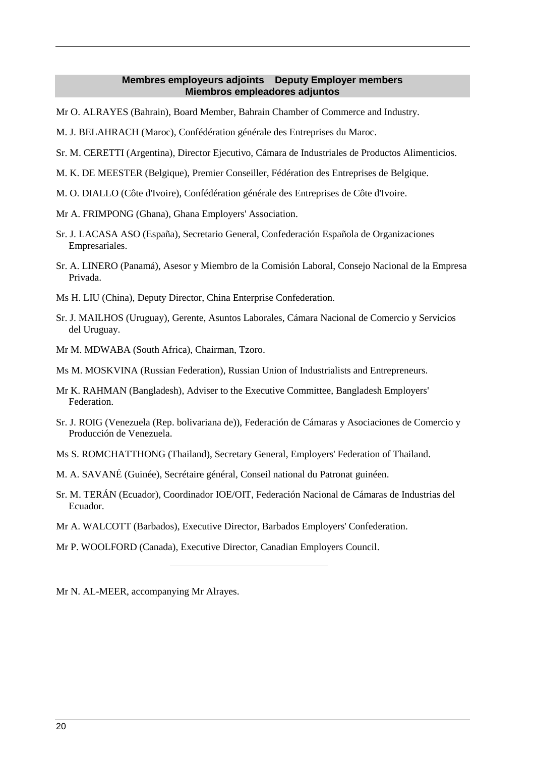## Membres employeurs adjoints Deputy Employer members Miembros empleadores adjuntos

Mr O. ALRAYES (Bahrain), Board Member, Bahrain Chamber of Commerce and Industry.

M. J. BELAHRACH (Maroc), Confédération générale des Entreprises du Maroc.

Sr. M. CERETTI (Argentina), Director Ejecutivo, Cámara de Industriales de Productos Alimenticios.

M. K. DE MEESTER (Belgique), Premier Conseiller, Fédération des Entreprises de Belgique.

M. O. DIALLO (Côte d'Ivoire), Confédération générale des Entreprises de Côte d'Ivoire.

Mr A. FRIMPONG (Ghana), Ghana Employers' Association.

Sr. J. LACASA ASO (España), Secretario General, Confederación Española de Organizaciones Empresariales.

Sr. A. LINERO (Panamá), Asesor y Miembro de la Comisión Laboral, Consejo Nacional de la Empresa Privada.

Ms H. LIU (China), Deputy Director, China Enterprise Confederation.

Sr. J. MAILHOS (Uruguay), Gerente, Asuntos Laborales, Cámara Nacional de Comercio y Servicios del Uruguay.

Mr M. MDWABA (South Africa), Chairman, Tzoro.

Ms M. MOSKVINA (Russian Federation), Russian Union of Industrialists and Entrepreneurs.

Mr K. RAHMAN (Bangladesh), Adviser to the Executive Committee, Bangladesh Employers' Federation.

Sr. J. ROIG (Venezuela (Rep. bolivariana de)), Federación de Cámaras y Asociaciones de Comercio y Producción de Venezuela.

Ms S. ROMCHATTHONG (Thailand), Secretary General, Employers' Federation of Thailand.

M. A. SAVANÉ (Guinée), Secrétaire général, Conseil national du Patronat guinéen.

Sr. M. TERÁN (Ecuador), Coordinador IOE/OIT, Federación Nacional de Cámaras de Industrias del Ecuador.

Mr A. WALCOTT (Barbados), Executive Director, Barbados Employers' Confederation.

Mr P. WOOLFORD (Canada), Executive Director, Canadian Employers Council.

---

Mr N. AL-MEER, accompanying Mr Alrayes.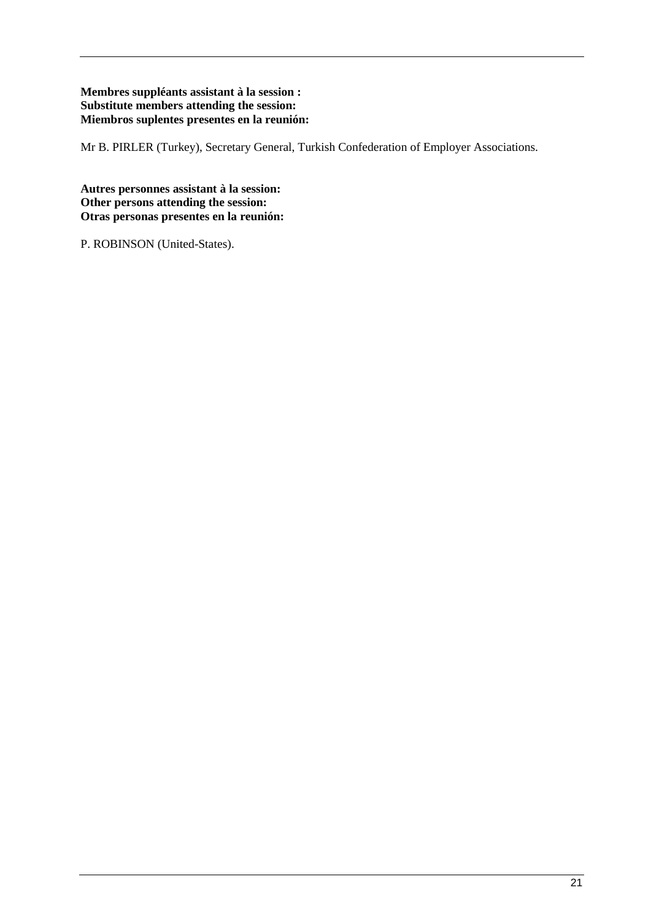**Membres suppléants assistant à la session :**
**Substitute members attending the session:**
**Miembros suplentes presentes en la reunión:**

Mr B. PIRLER (Turkey), Secretary General, Turkish Confederation of Employer Associations.

**Autres personnes assistant à la session:**
**Other persons attending the session:**
**Otras personas presentes en la reunión:**

P. ROBINSON (United-States).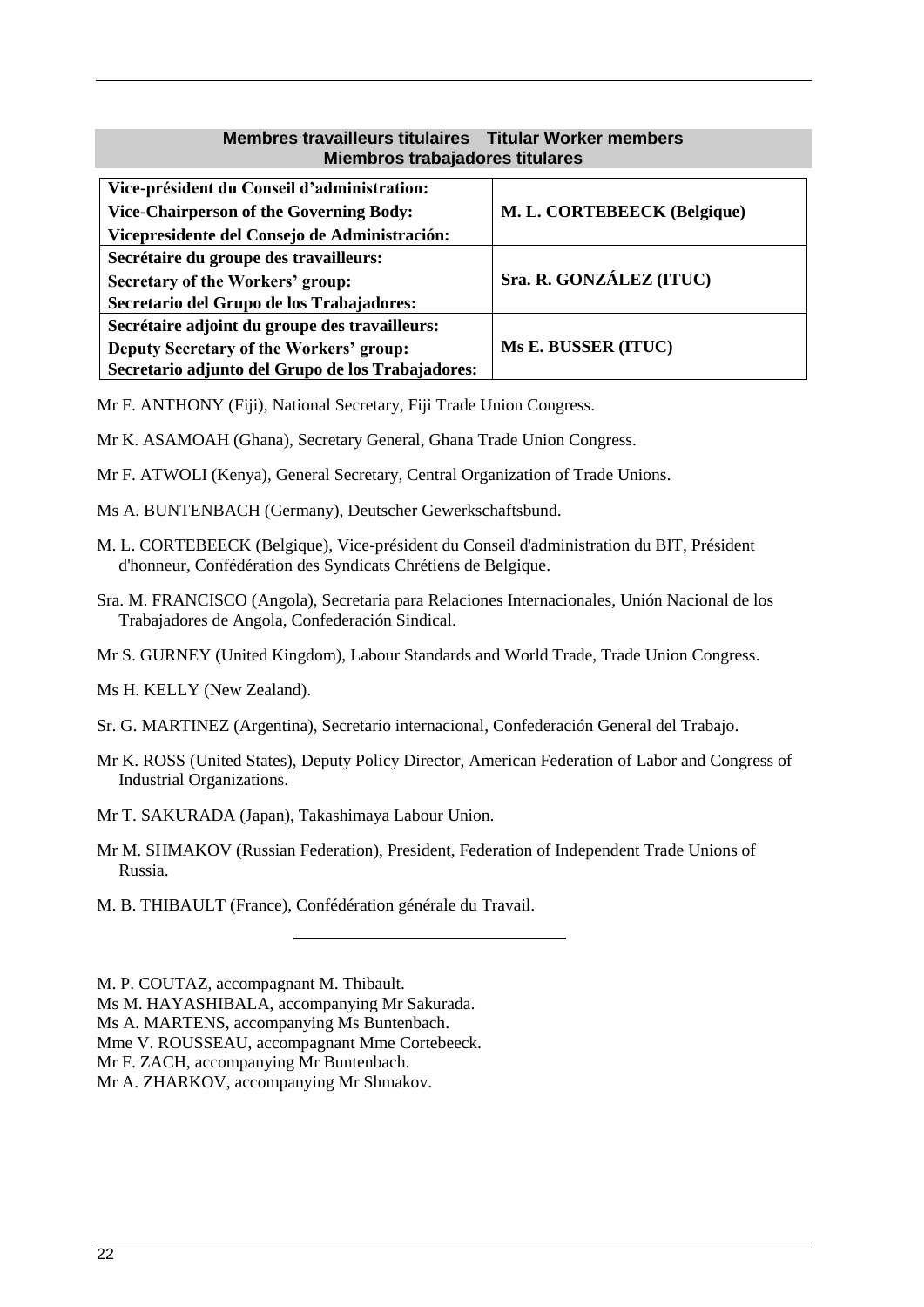## Membres travailleurs titulaires Titular Worker members Miembros trabajadores titulares

| | |
|---|---|
| **Vice-président du Conseil d'administration:**<br>**Vice-Chairperson of the Governing Body:**<br>**Vicepresidente del Consejo de Administración:** | **M. L. CORTEBEECK (Belgique)** |
| **Secrétaire du groupe des travailleurs:**<br>**Secretary of the Workers' group:**<br>**Secretario del Grupo de los Trabajadores:** | **Sra. R. GONZÁLEZ (ITUC)** |
| **Secrétaire adjoint du groupe des travailleurs:**<br>**Deputy Secretary of the Workers' group:**<br>**Secretario adjunto del Grupo de los Trabajadores:** | **Ms E. BUSSER (ITUC)** |

Mr F. ANTHONY (Fiji), National Secretary, Fiji Trade Union Congress.

Mr K. ASAMOAH (Ghana), Secretary General, Ghana Trade Union Congress.

Mr F. ATWOLI (Kenya), General Secretary, Central Organization of Trade Unions.

Ms A. BUNTENBACH (Germany), Deutscher Gewerkschaftsbund.

M. L. CORTEBEECK (Belgique), Vice-président du Conseil d'administration du BIT, Président d'honneur, Confédération des Syndicats Chrétiens de Belgique.

Sra. M. FRANCISCO (Angola), Secretaria para Relaciones Internacionales, Unión Nacional de los Trabajadores de Angola, Confederación Sindical.

Mr S. GURNEY (United Kingdom), Labour Standards and World Trade, Trade Union Congress.

Ms H. KELLY (New Zealand).

Sr. G. MARTINEZ (Argentina), Secretario internacional, Confederación General del Trabajo.

Mr K. ROSS (United States), Deputy Policy Director, American Federation of Labor and Congress of Industrial Organizations.

Mr T. SAKURADA (Japan), Takashimaya Labour Union.

Mr M. SHMAKOV (Russian Federation), President, Federation of Independent Trade Unions of Russia.

M. B. THIBAULT (France), Confédération générale du Travail.

---

M. P. COUTAZ, accompagnant M. Thibault.
Ms M. HAYASHIBALA, accompanying Mr Sakurada.
Ms A. MARTENS, accompanying Ms Buntenbach.
Mme V. ROUSSEAU, accompagnant Mme Cortebeeck.
Mr F. ZACH, accompanying Mr Buntenbach.
Mr A. ZHARKOV, accompanying Mr Shmakov.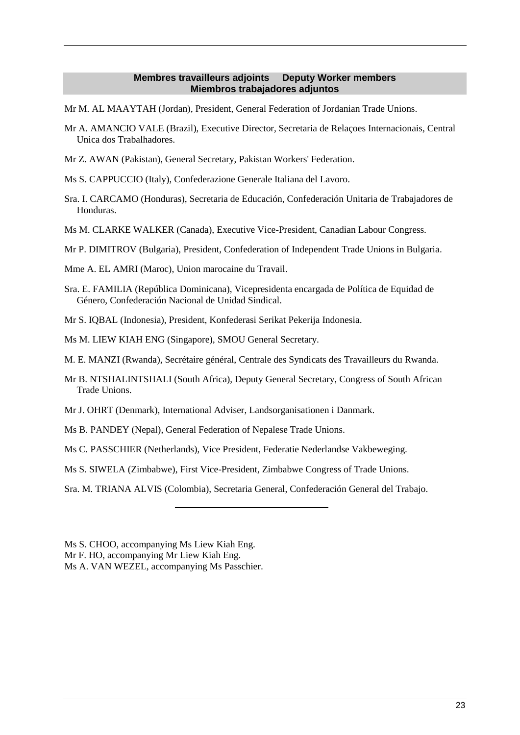## Membres travailleurs adjoints Deputy Worker members Miembros trabajadores adjuntos

Mr M. AL MAAYTAH (Jordan), President, General Federation of Jordanian Trade Unions.

Mr A. AMANCIO VALE (Brazil), Executive Director, Secretaria de Relaçoes Internacionais, Central Unica dos Trabalhadores.

Mr Z. AWAN (Pakistan), General Secretary, Pakistan Workers' Federation.

Ms S. CAPPUCCIO (Italy), Confederazione Generale Italiana del Lavoro.

Sra. I. CARCAMO (Honduras), Secretaria de Educación, Confederación Unitaria de Trabajadores de Honduras.

Ms M. CLARKE WALKER (Canada), Executive Vice-President, Canadian Labour Congress.

Mr P. DIMITROV (Bulgaria), President, Confederation of Independent Trade Unions in Bulgaria.

Mme A. EL AMRI (Maroc), Union marocaine du Travail.

Sra. E. FAMILIA (República Dominicana), Vicepresidenta encargada de Política de Equidad de Género, Confederación Nacional de Unidad Sindical.

Mr S. IQBAL (Indonesia), President, Konfederasi Serikat Pekerija Indonesia.

Ms M. LIEW KIAH ENG (Singapore), SMOU General Secretary.

M. E. MANZI (Rwanda), Secrétaire général, Centrale des Syndicats des Travailleurs du Rwanda.

Mr B. NTSHALINTSHALI (South Africa), Deputy General Secretary, Congress of South African Trade Unions.

Mr J. OHRT (Denmark), International Adviser, Landsorganisationen i Danmark.

Ms B. PANDEY (Nepal), General Federation of Nepalese Trade Unions.

Ms C. PASSCHIER (Netherlands), Vice President, Federatie Nederlandse Vakbeweging.

Ms S. SIWELA (Zimbabwe), First Vice-President, Zimbabwe Congress of Trade Unions.

Sra. M. TRIANA ALVIS (Colombia), Secretaria General, Confederación General del Trabajo.

---

Ms S. CHOO, accompanying Ms Liew Kiah Eng.
Mr F. HO, accompanying Mr Liew Kiah Eng.
Ms A. VAN WEZEL, accompanying Ms Passchier.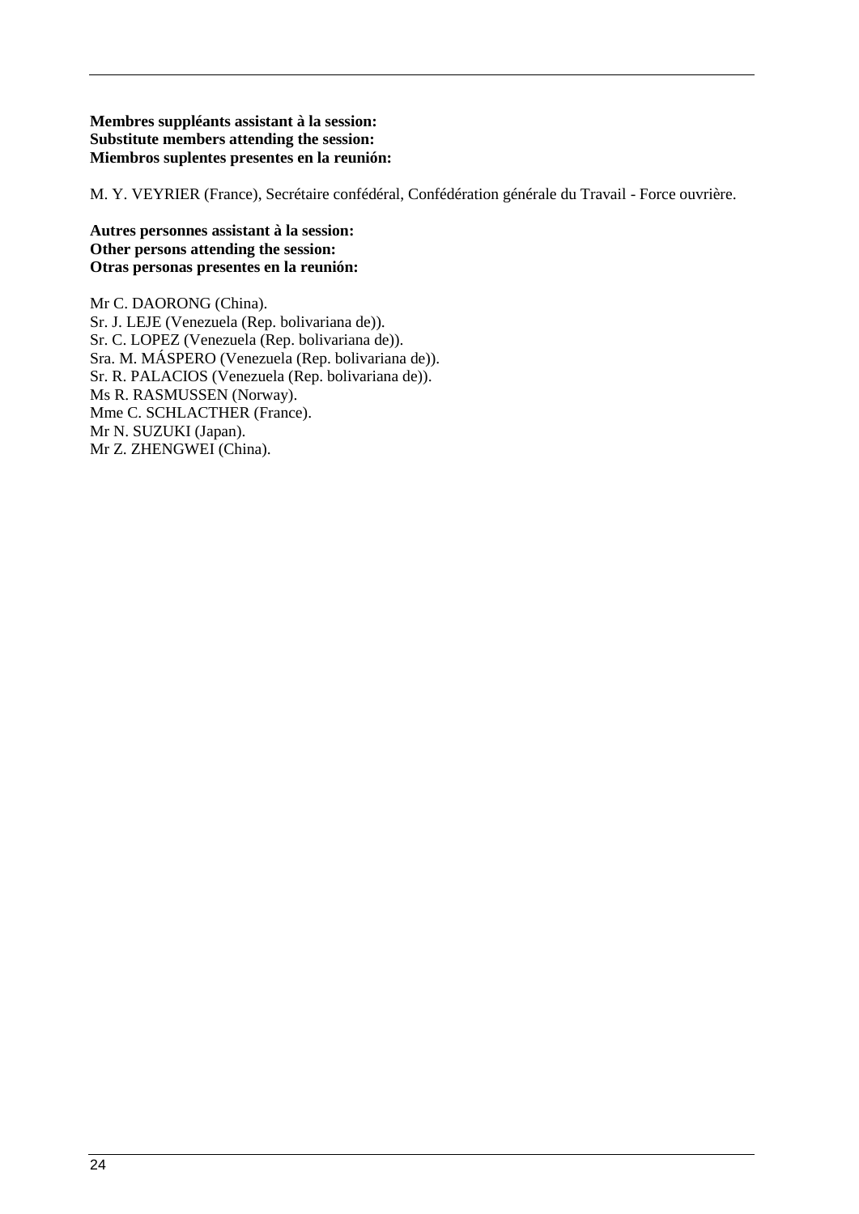**Membres suppléants assistant à la session:**
**Substitute members attending the session:**
**Miembros suplentes presentes en la reunión:**

M. Y. VEYRIER (France), Secrétaire confédéral, Confédération générale du Travail - Force ouvrière.

**Autres personnes assistant à la session:**
**Other persons attending the session:**
**Otras personas presentes en la reunión:**

Mr C. DAORONG (China).
Sr. J. LEJE (Venezuela (Rep. bolivariana de)).
Sr. C. LOPEZ (Venezuela (Rep. bolivariana de)).
Sra. M. MÁSPERO (Venezuela (Rep. bolivariana de)).
Sr. R. PALACIOS (Venezuela (Rep. bolivariana de)).
Ms R. RASMUSSEN (Norway).
Mme C. SCHLACTHER (France).
Mr N. SUZUKI (Japan).
Mr Z. ZHENGWEI (China).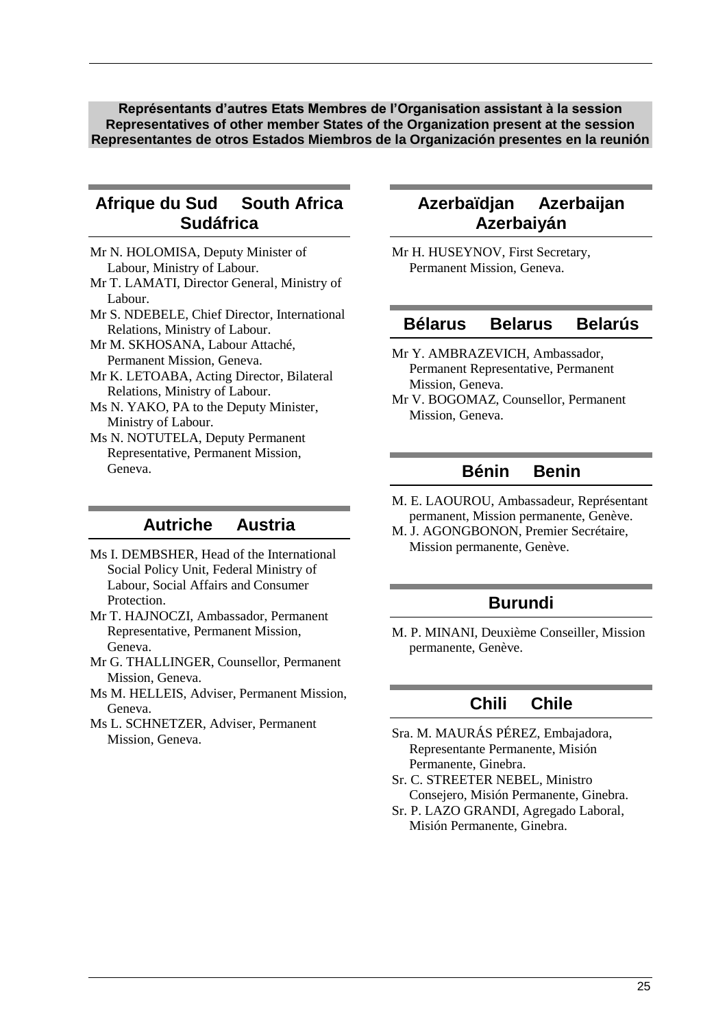## Représentants d'autres Etats Membres de l'Organisation assistant à la session
## Representatives of other member States of the Organization present at the session
## Representantes de otros Estados Miembros de la Organización presentes en la reunión

### Afrique du Sud South Africa Sudáfrica

Mr N. HOLOMISA, Deputy Minister of Labour, Ministry of Labour.

Mr T. LAMATI, Director General, Ministry of Labour.

Mr S. NDEBELE, Chief Director, International Relations, Ministry of Labour.

Mr M. SKHOSANA, Labour Attaché, Permanent Mission, Geneva.

Mr K. LETOABA, Acting Director, Bilateral Relations, Ministry of Labour.

Ms N. YAKO, PA to the Deputy Minister, Ministry of Labour.

Ms N. NOTUTELA, Deputy Permanent Representative, Permanent Mission, Geneva.

### Autriche Austria

Ms I. DEMBSHER, Head of the International Social Policy Unit, Federal Ministry of Labour, Social Affairs and Consumer Protection.

Mr T. HAJNOCZI, Ambassador, Permanent Representative, Permanent Mission, Geneva.

Mr G. THALLINGER, Counsellor, Permanent Mission, Geneva.

Ms M. HELLEIS, Adviser, Permanent Mission, Geneva.

Ms L. SCHNETZER, Adviser, Permanent Mission, Geneva.

### Azerbaïdjan Azerbaijan Azerbaiyán

Mr H. HUSEYNOV, First Secretary, Permanent Mission, Geneva.

### Bélarus Belarus Belarús

Mr Y. AMBRAZEVICH, Ambassador, Permanent Representative, Permanent Mission, Geneva.

Mr V. BOGOMAZ, Counsellor, Permanent Mission, Geneva.

### Bénin Benin

M. E. LAOUROU, Ambassadeur, Représentant permanent, Mission permanente, Genève.

M. J. AGONGBONON, Premier Secrétaire, Mission permanente, Genève.

### Burundi

M. P. MINANI, Deuxième Conseiller, Mission permanente, Genève.

### Chili Chile

Sra. M. MAURÁS PÉREZ, Embajadora, Representante Permanente, Misión Permanente, Ginebra.

Sr. C. STREETER NEBEL, Ministro Consejero, Misión Permanente, Ginebra.

Sr. P. LAZO GRANDI, Agregado Laboral, Misión Permanente, Ginebra.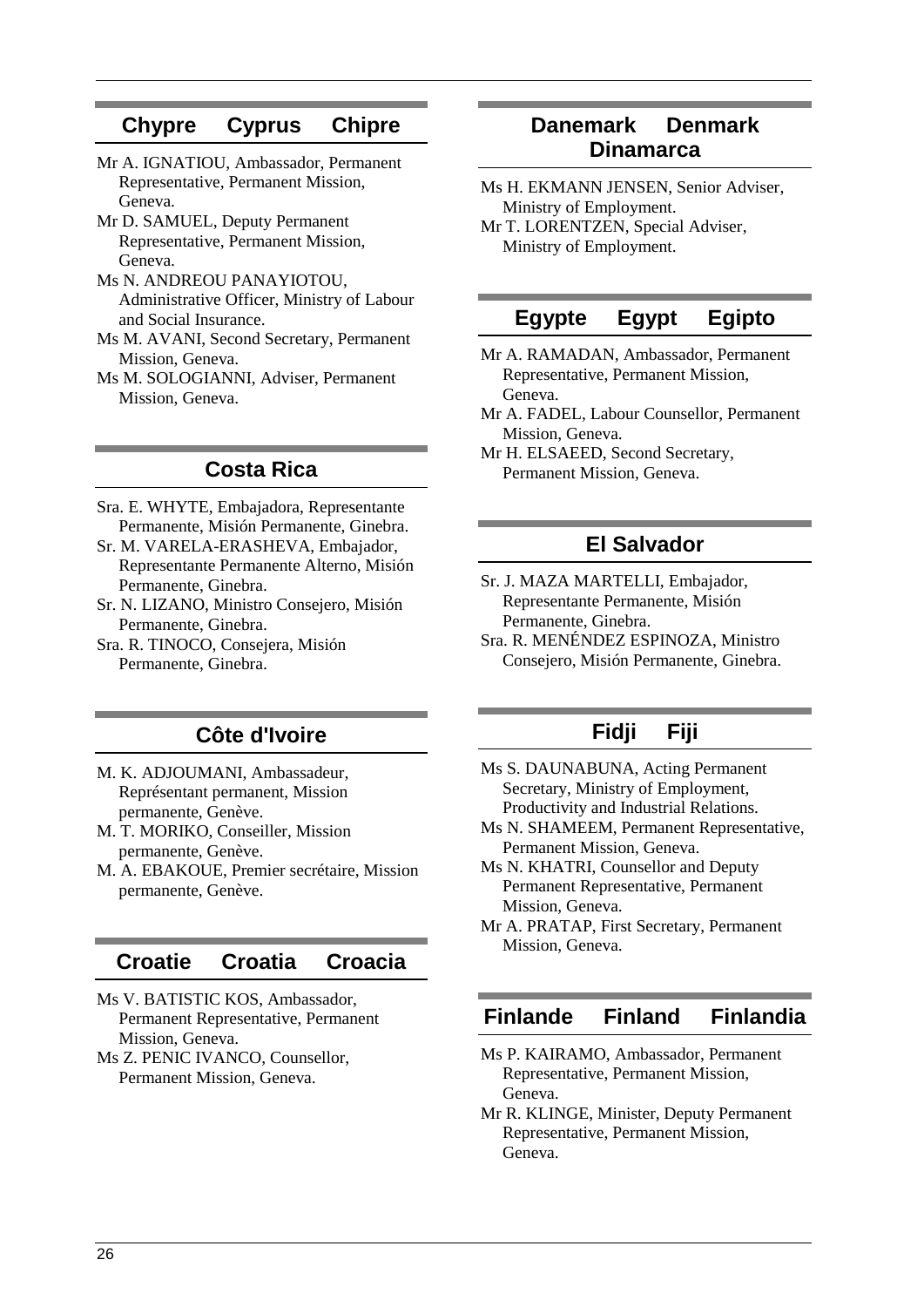## Chypre Cyprus Chipre

Mr A. IGNATIOU, Ambassador, Permanent Representative, Permanent Mission, Geneva.

Mr D. SAMUEL, Deputy Permanent Representative, Permanent Mission, Geneva.

Ms N. ANDREOU PANAYIOTOU, Administrative Officer, Ministry of Labour and Social Insurance.

Ms M. AVANI, Second Secretary, Permanent Mission, Geneva.

Ms M. SOLOGIANNI, Adviser, Permanent Mission, Geneva.

## Costa Rica

Sra. E. WHYTE, Embajadora, Representante Permanente, Misión Permanente, Ginebra.

Sr. M. VARELA-ERASHEVA, Embajador, Representante Permanente Alterno, Misión Permanente, Ginebra.

Sr. N. LIZANO, Ministro Consejero, Misión Permanente, Ginebra.

Sra. R. TINOCO, Consejera, Misión Permanente, Ginebra.

## Côte d'Ivoire

M. K. ADJOUMANI, Ambassadeur, Représentant permanent, Mission permanente, Genève.

M. T. MORIKO, Conseiller, Mission permanente, Genève.

M. A. EBAKOUE, Premier secrétaire, Mission permanente, Genève.

## Croatie Croatia Croacia

Ms V. BATISTIC KOS, Ambassador, Permanent Representative, Permanent Mission, Geneva.

Ms Z. PENIC IVANCO, Counsellor, Permanent Mission, Geneva.

## Danemark Denmark Dinamarca

Ms H. EKMANN JENSEN, Senior Adviser, Ministry of Employment.

Mr T. LORENTZEN, Special Adviser, Ministry of Employment.

## Egypte Egypt Egipto

Mr A. RAMADAN, Ambassador, Permanent Representative, Permanent Mission, Geneva.

Mr A. FADEL, Labour Counsellor, Permanent Mission, Geneva.

Mr H. ELSAEED, Second Secretary, Permanent Mission, Geneva.

## El Salvador

Sr. J. MAZA MARTELLI, Embajador, Representante Permanente, Misión Permanente, Ginebra.

Sra. R. MENÉNDEZ ESPINOZA, Ministro Consejero, Misión Permanente, Ginebra.

## Fidji Fiji

Ms S. DAUNABUNA, Acting Permanent Secretary, Ministry of Employment, Productivity and Industrial Relations.

Ms N. SHAMEEM, Permanent Representative, Permanent Mission, Geneva.

Ms N. KHATRI, Counsellor and Deputy Permanent Representative, Permanent Mission, Geneva.

Mr A. PRATAP, First Secretary, Permanent Mission, Geneva.

## Finlande Finland Finlandia

Ms P. KAIRAMO, Ambassador, Permanent Representative, Permanent Mission, Geneva.

Mr R. KLINGE, Minister, Deputy Permanent Representative, Permanent Mission, Geneva.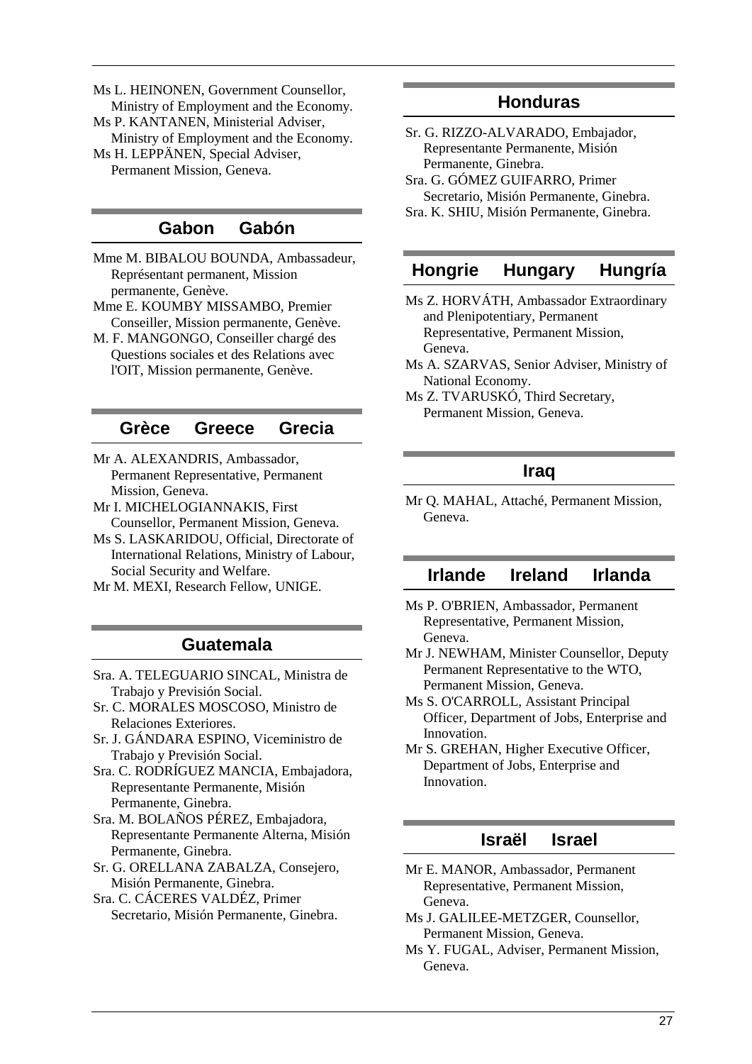Ms L. HEINONEN, Government Counsellor, Ministry of Employment and the Economy.
Ms P. KANTANEN, Ministerial Adviser, Ministry of Employment and the Economy.
Ms H. LEPPÄNEN, Special Adviser, Permanent Mission, Geneva.

## Gabon Gabón

Mme M. BIBALOU BOUNDA, Ambassadeur, Représentant permanent, Mission permanente, Genève.
Mme E. KOUMBY MISSAMBO, Premier Conseiller, Mission permanente, Genève.
M. F. MANGONGO, Conseiller chargé des Questions sociales et des Relations avec l'OIT, Mission permanente, Genève.

## Grèce Greece Grecia

Mr A. ALEXANDRIS, Ambassador, Permanent Representative, Permanent Mission, Geneva.
Mr I. MICHELOGIANNAKIS, First Counsellor, Permanent Mission, Geneva.
Ms S. LASKARIDOU, Official, Directorate of International Relations, Ministry of Labour, Social Security and Welfare.
Mr M. MEXI, Research Fellow, UNIGE.

## Guatemala

Sra. A. TELEGUARIO SINCAL, Ministra de Trabajo y Previsión Social.
Sr. C. MORALES MOSCOSO, Ministro de Relaciones Exteriores.
Sr. J. GÁNDARA ESPINO, Viceministro de Trabajo y Previsión Social.
Sra. C. RODRÍGUEZ MANCIA, Embajadora, Representante Permanente, Misión Permanente, Ginebra.
Sra. M. BOLAÑOS PÉREZ, Embajadora, Representante Permanente Alterna, Misión Permanente, Ginebra.
Sr. G. ORELLANA ZABALZA, Consejero, Misión Permanente, Ginebra.
Sra. C. CÁCERES VALDÉZ, Primer Secretario, Misión Permanente, Ginebra.

## Honduras

Sr. G. RIZZO-ALVARADO, Embajador, Representante Permanente, Misión Permanente, Ginebra.
Sra. G. GÓMEZ GUIFARRO, Primer Secretario, Misión Permanente, Ginebra.
Sra. K. SHIU, Misión Permanente, Ginebra.

## Hongrie Hungary Hungría

Ms Z. HORVÁTH, Ambassador Extraordinary and Plenipotentiary, Permanent Representative, Permanent Mission, Geneva.
Ms A. SZARVAS, Senior Adviser, Ministry of National Economy.
Ms Z. TVARUSKÓ, Third Secretary, Permanent Mission, Geneva.

## Iraq

Mr Q. MAHAL, Attaché, Permanent Mission, Geneva.

## Irlande Ireland Irlanda

Ms P. O'BRIEN, Ambassador, Permanent Representative, Permanent Mission, Geneva.
Mr J. NEWHAM, Minister Counsellor, Deputy Permanent Representative to the WTO, Permanent Mission, Geneva.
Ms S. O'CARROLL, Assistant Principal Officer, Department of Jobs, Enterprise and Innovation.
Mr S. GREHAN, Higher Executive Officer, Department of Jobs, Enterprise and Innovation.

## Israël Israel

Mr E. MANOR, Ambassador, Permanent Representative, Permanent Mission, Geneva.
Ms J. GALILEE-METZGER, Counsellor, Permanent Mission, Geneva.
Ms Y. FUGAL, Adviser, Permanent Mission, Geneva.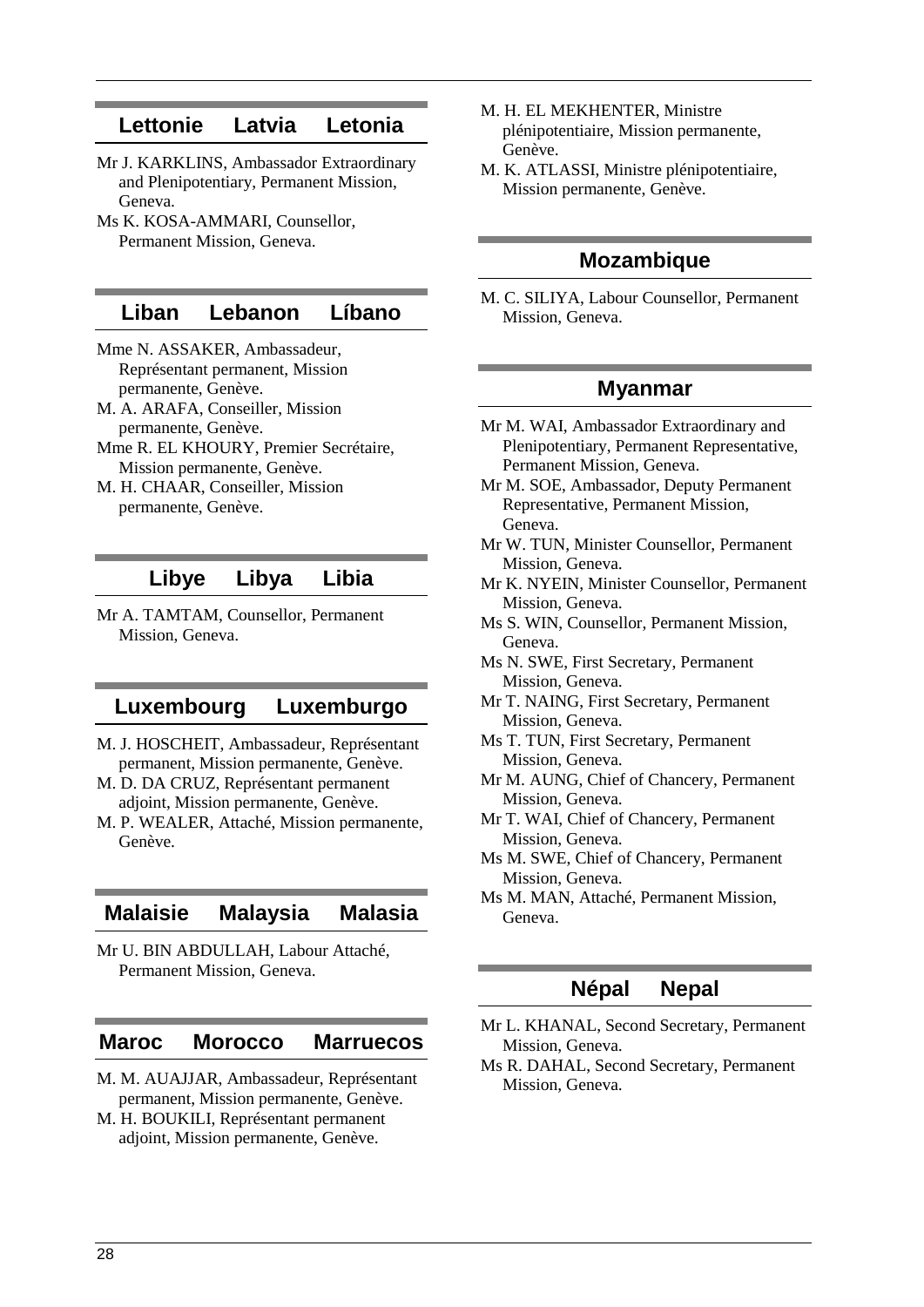## Lettonie Latvia Letonia

Mr J. KARKLINS, Ambassador Extraordinary and Plenipotentiary, Permanent Mission, Geneva.

Ms K. KOSA-AMMARI, Counsellor, Permanent Mission, Geneva.

## Liban Lebanon Líbano

Mme N. ASSAKER, Ambassadeur, Représentant permanent, Mission permanente, Genève.

M. A. ARAFA, Conseiller, Mission permanente, Genève.

Mme R. EL KHOURY, Premier Secrétaire, Mission permanente, Genève.

M. H. CHAAR, Conseiller, Mission permanente, Genève.

## Libye Libya Libia

Mr A. TAMTAM, Counsellor, Permanent Mission, Geneva.

## Luxembourg Luxemburgo

M. J. HOSCHEIT, Ambassadeur, Représentant permanent, Mission permanente, Genève.

M. D. DA CRUZ, Représentant permanent adjoint, Mission permanente, Genève.

M. P. WEALER, Attaché, Mission permanente, Genève.

## Malaisie Malaysia Malasia

Mr U. BIN ABDULLAH, Labour Attaché, Permanent Mission, Geneva.

## Maroc Morocco Marruecos

M. M. AUAJJAR, Ambassadeur, Représentant permanent, Mission permanente, Genève.

M. H. BOUKILI, Représentant permanent adjoint, Mission permanente, Genève.

M. H. EL MEKHENTER, Ministre plénipotentiaire, Mission permanente, Genève.

M. K. ATLASSI, Ministre plénipotentiaire, Mission permanente, Genève.

## Mozambique

M. C. SILIYA, Labour Counsellor, Permanent Mission, Geneva.

## Myanmar

Mr M. WAI, Ambassador Extraordinary and Plenipotentiary, Permanent Representative, Permanent Mission, Geneva.

Mr M. SOE, Ambassador, Deputy Permanent Representative, Permanent Mission, Geneva.

Mr W. TUN, Minister Counsellor, Permanent Mission, Geneva.

Mr K. NYEIN, Minister Counsellor, Permanent Mission, Geneva.

Ms S. WIN, Counsellor, Permanent Mission, Geneva.

Ms N. SWE, First Secretary, Permanent Mission, Geneva.

Mr T. NAING, First Secretary, Permanent Mission, Geneva.

Ms T. TUN, First Secretary, Permanent Mission, Geneva.

Mr M. AUNG, Chief of Chancery, Permanent Mission, Geneva.

Mr T. WAI, Chief of Chancery, Permanent Mission, Geneva.

Ms M. SWE, Chief of Chancery, Permanent Mission, Geneva.

Ms M. MAN, Attaché, Permanent Mission, Geneva.

## Népal Nepal

Mr L. KHANAL, Second Secretary, Permanent Mission, Geneva.

Ms R. DAHAL, Second Secretary, Permanent Mission, Geneva.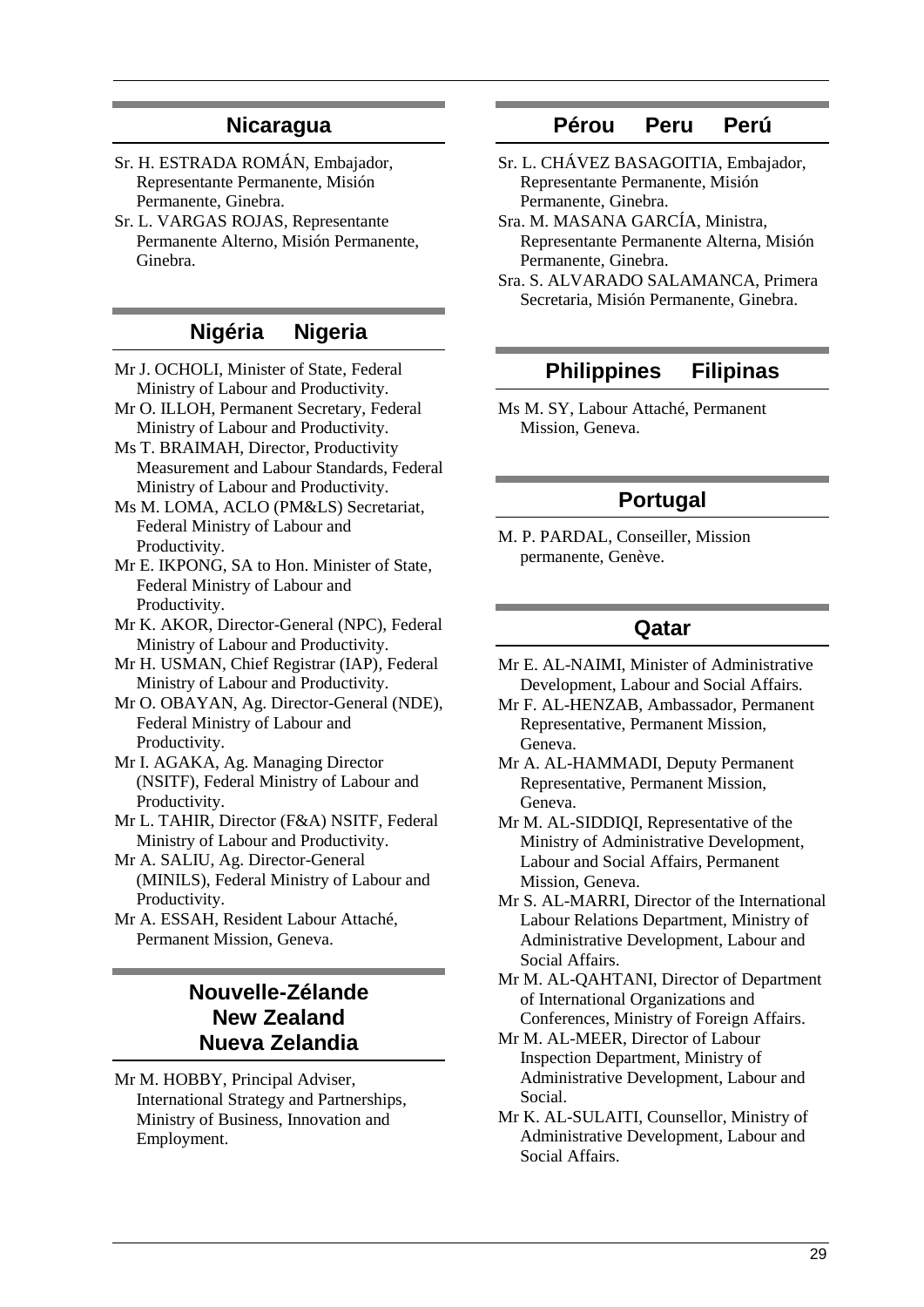## Nicaragua

Sr. H. ESTRADA ROMÁN, Embajador, Representante Permanente, Misión Permanente, Ginebra.

Sr. L. VARGAS ROJAS, Representante Permanente Alterno, Misión Permanente, Ginebra.

## Nigéria Nigeria

Mr J. OCHOLI, Minister of State, Federal Ministry of Labour and Productivity.

Mr O. ILLOH, Permanent Secretary, Federal Ministry of Labour and Productivity.

Ms T. BRAIMAH, Director, Productivity Measurement and Labour Standards, Federal Ministry of Labour and Productivity.

Ms M. LOMA, ACLO (PM&LS) Secretariat, Federal Ministry of Labour and Productivity.

Mr E. IKPONG, SA to Hon. Minister of State, Federal Ministry of Labour and Productivity.

Mr K. AKOR, Director-General (NPC), Federal Ministry of Labour and Productivity.

Mr H. USMAN, Chief Registrar (IAP), Federal Ministry of Labour and Productivity.

Mr O. OBAYAN, Ag. Director-General (NDE), Federal Ministry of Labour and Productivity.

Mr I. AGAKA, Ag. Managing Director (NSITF), Federal Ministry of Labour and Productivity.

Mr L. TAHIR, Director (F&A) NSITF, Federal Ministry of Labour and Productivity.

Mr A. SALIU, Ag. Director-General (MINILS), Federal Ministry of Labour and Productivity.

Mr A. ESSAH, Resident Labour Attaché, Permanent Mission, Geneva.

## Nouvelle-Zélande New Zealand Nueva Zelandia

Mr M. HOBBY, Principal Adviser, International Strategy and Partnerships, Ministry of Business, Innovation and Employment.

## Pérou Peru Perú

Sr. L. CHÁVEZ BASAGOITIA, Embajador, Representante Permanente, Misión Permanente, Ginebra.

Sra. M. MASANA GARCÍA, Ministra, Representante Permanente Alterna, Misión Permanente, Ginebra.

Sra. S. ALVARADO SALAMANCA, Primera Secretaria, Misión Permanente, Ginebra.

## Philippines Filipinas

Ms M. SY, Labour Attaché, Permanent Mission, Geneva.

## Portugal

M. P. PARDAL, Conseiller, Mission permanente, Genève.

## Qatar

Mr E. AL-NAIMI, Minister of Administrative Development, Labour and Social Affairs.

Mr F. AL-HENZAB, Ambassador, Permanent Representative, Permanent Mission, Geneva.

Mr A. AL-HAMMADI, Deputy Permanent Representative, Permanent Mission, Geneva.

Mr M. AL-SIDDIQI, Representative of the Ministry of Administrative Development, Labour and Social Affairs, Permanent Mission, Geneva.

Mr S. AL-MARRI, Director of the International Labour Relations Department, Ministry of Administrative Development, Labour and Social Affairs.

Mr M. AL-QAHTANI, Director of Department of International Organizations and Conferences, Ministry of Foreign Affairs.

Mr M. AL-MEER, Director of Labour Inspection Department, Ministry of Administrative Development, Labour and Social.

Mr K. AL-SULAITI, Counsellor, Ministry of Administrative Development, Labour and Social Affairs.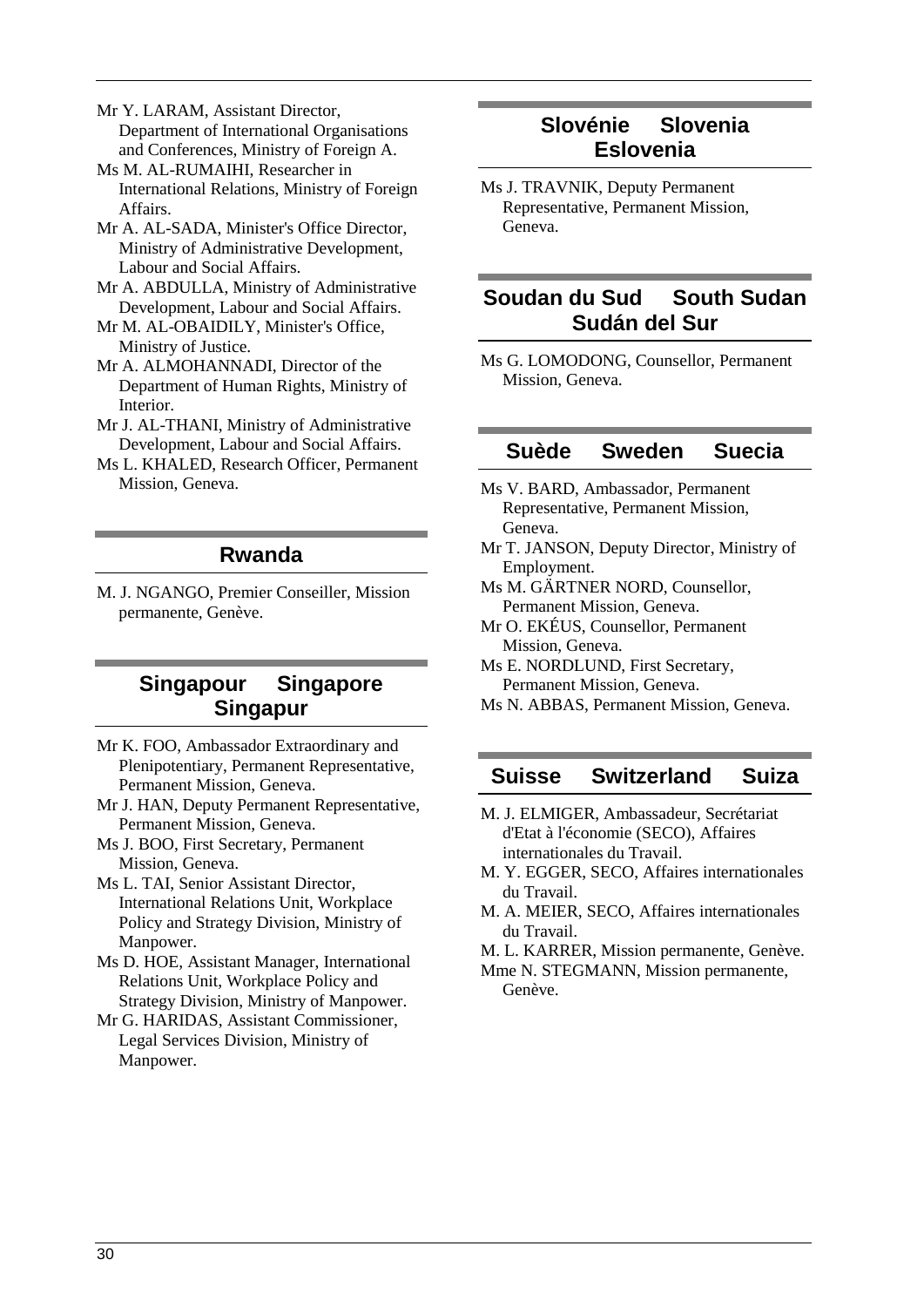Mr Y. LARAM, Assistant Director, Department of International Organisations and Conferences, Ministry of Foreign A.

Ms M. AL-RUMAIHI, Researcher in International Relations, Ministry of Foreign Affairs.

Mr A. AL-SADA, Minister's Office Director, Ministry of Administrative Development, Labour and Social Affairs.

Mr A. ABDULLA, Ministry of Administrative Development, Labour and Social Affairs.

Mr M. AL-OBAIDILY, Minister's Office, Ministry of Justice.

Mr A. ALMOHANNADI, Director of the Department of Human Rights, Ministry of Interior.

Mr J. AL-THANI, Ministry of Administrative Development, Labour and Social Affairs.

Ms L. KHALED, Research Officer, Permanent Mission, Geneva.

## Rwanda

M. J. NGANGO, Premier Conseiller, Mission permanente, Genève.

## Singapour Singapore Singapur

Mr K. FOO, Ambassador Extraordinary and Plenipotentiary, Permanent Representative, Permanent Mission, Geneva.

Mr J. HAN, Deputy Permanent Representative, Permanent Mission, Geneva.

Ms J. BOO, First Secretary, Permanent Mission, Geneva.

Ms L. TAI, Senior Assistant Director, International Relations Unit, Workplace Policy and Strategy Division, Ministry of Manpower.

Ms D. HOE, Assistant Manager, International Relations Unit, Workplace Policy and Strategy Division, Ministry of Manpower.

Mr G. HARIDAS, Assistant Commissioner, Legal Services Division, Ministry of Manpower.

## Slovénie Slovenia Eslovenia

Ms J. TRAVNIK, Deputy Permanent Representative, Permanent Mission, Geneva.

## Soudan du Sud South Sudan Sudán del Sur

Ms G. LOMODONG, Counsellor, Permanent Mission, Geneva.

## Suède Sweden Suecia

Ms V. BARD, Ambassador, Permanent Representative, Permanent Mission, Geneva.

Mr T. JANSON, Deputy Director, Ministry of Employment.

Ms M. GÄRTNER NORD, Counsellor, Permanent Mission, Geneva.

Mr O. EKÉUS, Counsellor, Permanent Mission, Geneva.

Ms E. NORDLUND, First Secretary, Permanent Mission, Geneva.

Ms N. ABBAS, Permanent Mission, Geneva.

## Suisse Switzerland Suiza

M. J. ELMIGER, Ambassadeur, Secrétariat d'Etat à l'économie (SECO), Affaires internationales du Travail.

M. Y. EGGER, SECO, Affaires internationales du Travail.

M. A. MEIER, SECO, Affaires internationales du Travail.

M. L. KARRER, Mission permanente, Genève.

Mme N. STEGMANN, Mission permanente, Genève.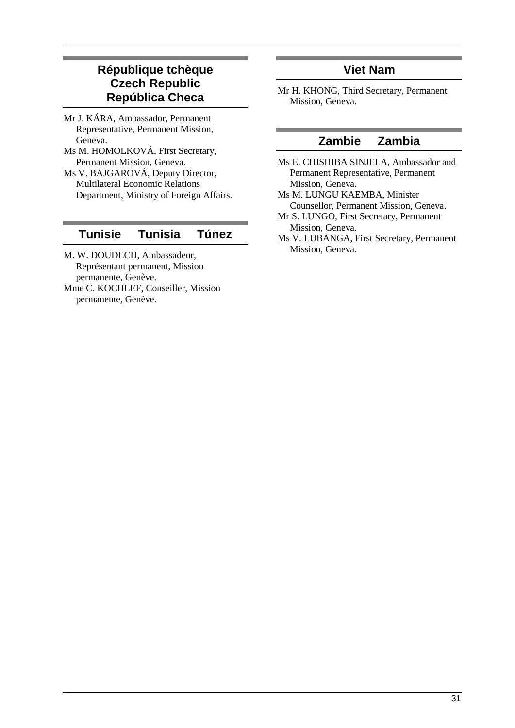## République tchèque
## Czech Republic
## República Checa

Mr J. KÁRA, Ambassador, Permanent Representative, Permanent Mission, Geneva.
Ms M. HOMOLKOVÁ, First Secretary, Permanent Mission, Geneva.
Ms V. BAJGAROVÁ, Deputy Director, Multilateral Economic Relations Department, Ministry of Foreign Affairs.

## Tunisie Tunisia Túnez

M. W. DOUDECH, Ambassadeur, Représentant permanent, Mission permanente, Genève.
Mme C. KOCHLEF, Conseiller, Mission permanente, Genève.

## Viet Nam

Mr H. KHONG, Third Secretary, Permanent Mission, Geneva.

## Zambie Zambia

Ms E. CHISHIBA SINJELA, Ambassador and Permanent Representative, Permanent Mission, Geneva.
Ms M. LUNGU KAEMBA, Minister Counsellor, Permanent Mission, Geneva.
Mr S. LUNGO, First Secretary, Permanent Mission, Geneva.
Ms V. LUBANGA, First Secretary, Permanent Mission, Geneva.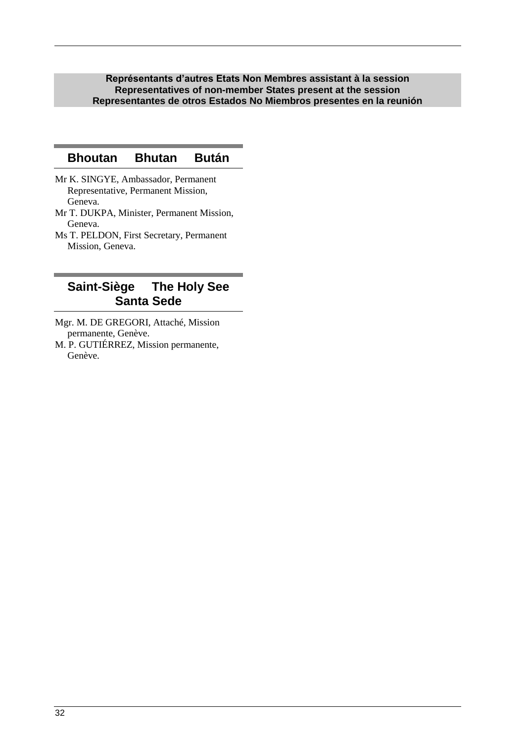## Représentants d'autres Etats Non Membres assistant à la session
## Representatives of non-member States present at the session
## Representantes de otros Estados No Miembros presentes en la reunión

### Bhoutan Bhutan Bután

Mr K. SINGYE, Ambassador, Permanent Representative, Permanent Mission, Geneva.
Mr T. DUKPA, Minister, Permanent Mission, Geneva.
Ms T. PELDON, First Secretary, Permanent Mission, Geneva.

### Saint-Siège The Holy See Santa Sede

Mgr. M. DE GREGORI, Attaché, Mission permanente, Genève.
M. P. GUTIÉRREZ, Mission permanente, Genève.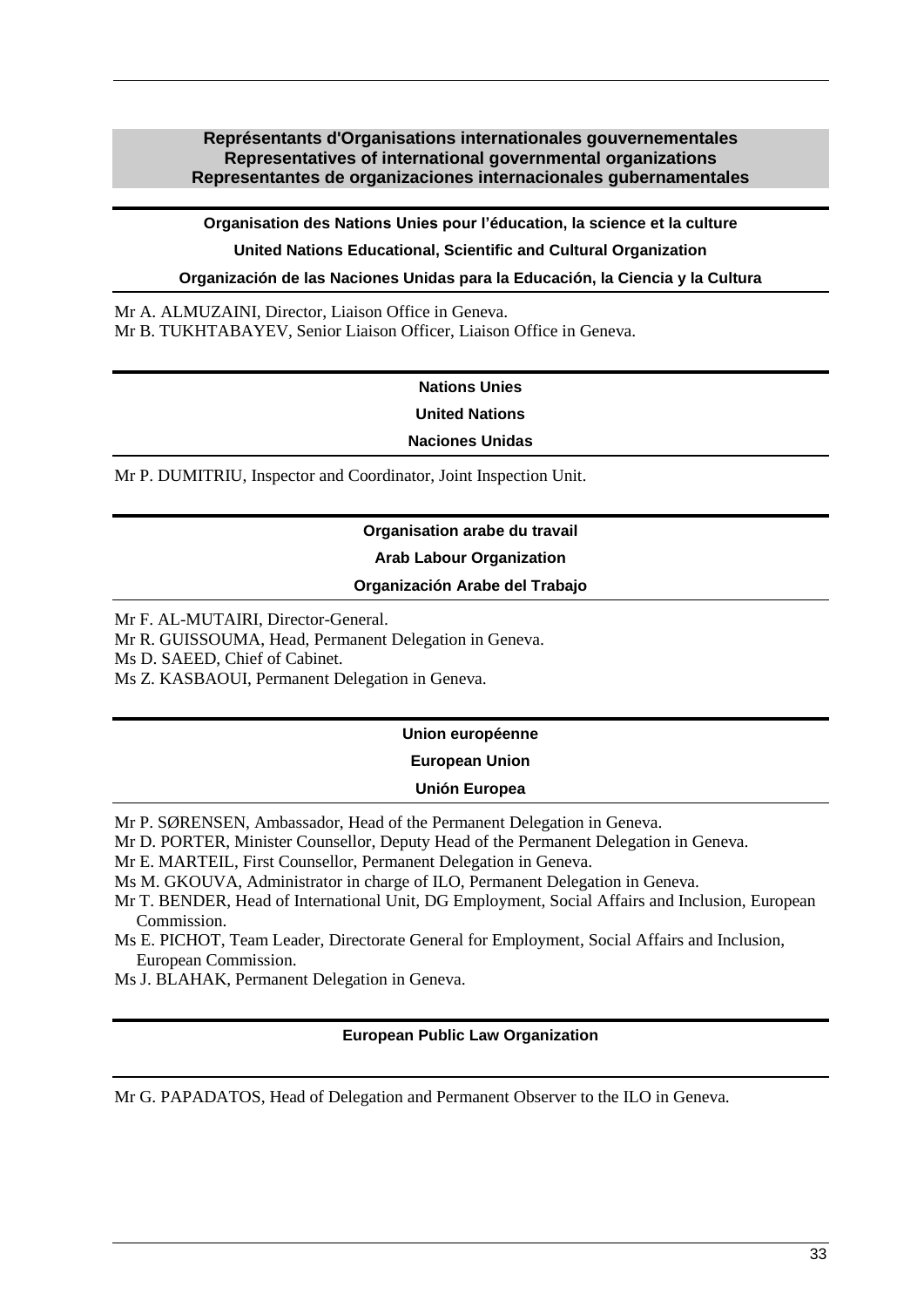## Représentants d'Organisations internationales gouvernementales
## Representatives of international governmental organizations
## Representantes de organizaciones internacionales gubernamentales

### Organisation des Nations Unies pour l'éducation, la science et la culture

### United Nations Educational, Scientific and Cultural Organization

### Organización de las Naciones Unidas para la Educación, la Ciencia y la Cultura

Mr A. ALMUZAINI, Director, Liaison Office in Geneva.
Mr B. TUKHTABAYEV, Senior Liaison Officer, Liaison Office in Geneva.

### Nations Unies

### United Nations

### Naciones Unidas

Mr P. DUMITRIU, Inspector and Coordinator, Joint Inspection Unit.

### Organisation arabe du travail

### Arab Labour Organization

### Organización Arabe del Trabajo

Mr F. AL-MUTAIRI, Director-General.
Mr R. GUISSOUMA, Head, Permanent Delegation in Geneva.
Ms D. SAEED, Chief of Cabinet.
Ms Z. KASBAOUI, Permanent Delegation in Geneva.

### Union européenne

### European Union

### Unión Europea

Mr P. SØRENSEN, Ambassador, Head of the Permanent Delegation in Geneva.
Mr D. PORTER, Minister Counsellor, Deputy Head of the Permanent Delegation in Geneva.
Mr E. MARTEIL, First Counsellor, Permanent Delegation in Geneva.
Ms M. GKOUVA, Administrator in charge of ILO, Permanent Delegation in Geneva.
Mr T. BENDER, Head of International Unit, DG Employment, Social Affairs and Inclusion, European Commission.
Ms E. PICHOT, Team Leader, Directorate General for Employment, Social Affairs and Inclusion, European Commission.
Ms J. BLAHAK, Permanent Delegation in Geneva.

### European Public Law Organization

Mr G. PAPADATOS, Head of Delegation and Permanent Observer to the ILO in Geneva.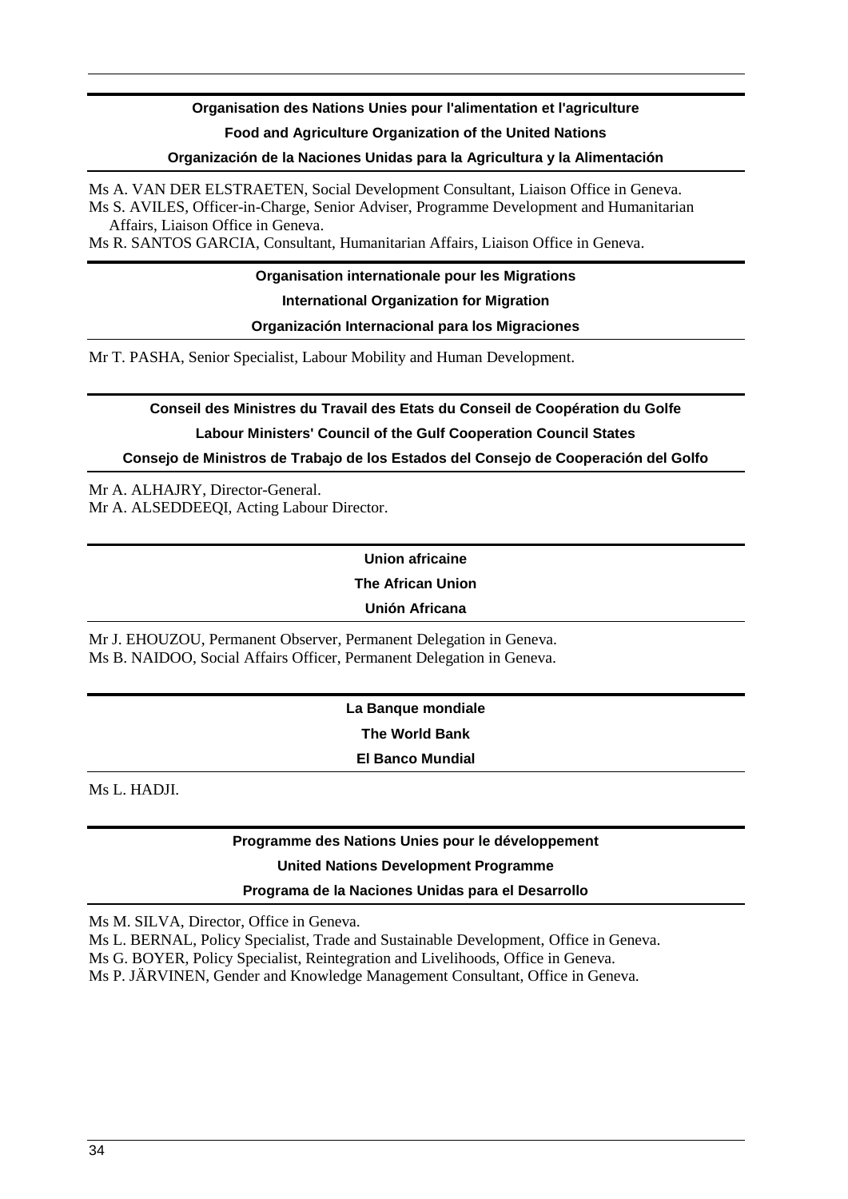**Organisation des Nations Unies pour l'alimentation et l'agriculture**

**Food and Agriculture Organization of the United Nations**

**Organización de la Naciones Unidas para la Agricultura y la Alimentación**

Ms A. VAN DER ELSTRAETEN, Social Development Consultant, Liaison Office in Geneva.
Ms S. AVILES, Officer-in-Charge, Senior Adviser, Programme Development and Humanitarian Affairs, Liaison Office in Geneva.
Ms R. SANTOS GARCIA, Consultant, Humanitarian Affairs, Liaison Office in Geneva.

**Organisation internationale pour les Migrations**

**International Organization for Migration**

**Organización Internacional para los Migraciones**

Mr T. PASHA, Senior Specialist, Labour Mobility and Human Development.

**Conseil des Ministres du Travail des Etats du Conseil de Coopération du Golfe**

**Labour Ministers' Council of the Gulf Cooperation Council States**

**Consejo de Ministros de Trabajo de los Estados del Consejo de Cooperación del Golfo**

Mr A. ALHAJRY, Director-General.
Mr A. ALSEDDEEQI, Acting Labour Director.

**Union africaine**

**The African Union**

**Unión Africana**

Mr J. EHOUZOU, Permanent Observer, Permanent Delegation in Geneva.
Ms B. NAIDOO, Social Affairs Officer, Permanent Delegation in Geneva.

**La Banque mondiale**

**The World Bank**

**El Banco Mundial**

Ms L. HADJI.

**Programme des Nations Unies pour le développement**

**United Nations Development Programme**

**Programa de la Naciones Unidas para el Desarrollo**

Ms M. SILVA, Director, Office in Geneva.
Ms L. BERNAL, Policy Specialist, Trade and Sustainable Development, Office in Geneva.
Ms G. BOYER, Policy Specialist, Reintegration and Livelihoods, Office in Geneva.
Ms P. JÄRVINEN, Gender and Knowledge Management Consultant, Office in Geneva.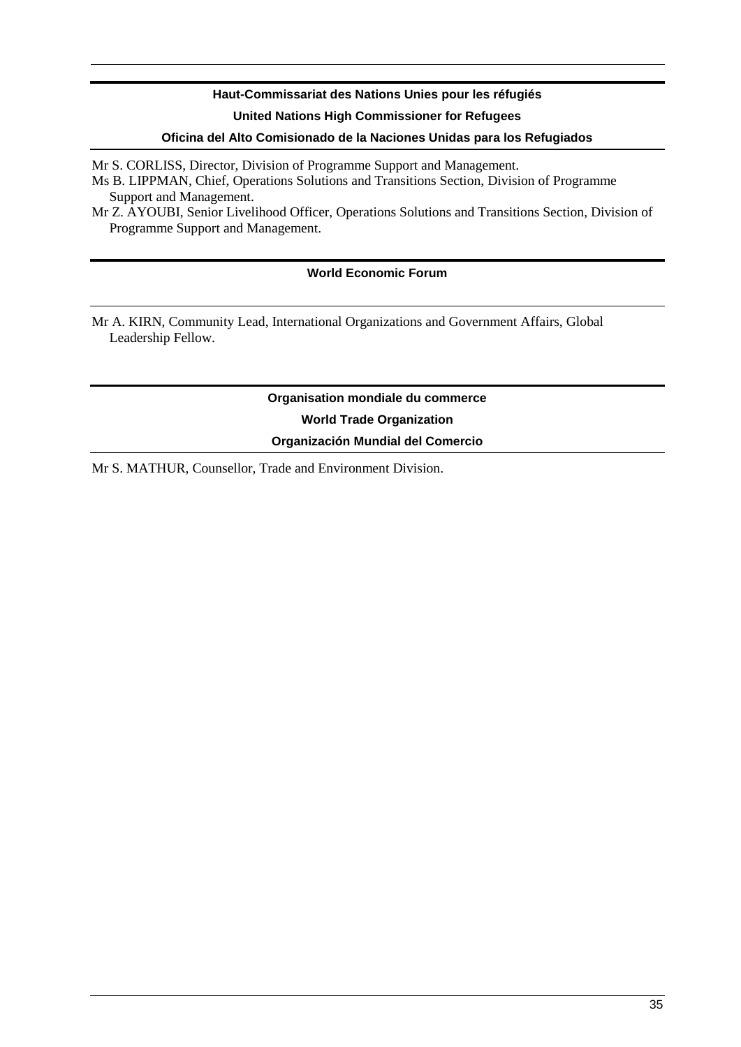**Haut-Commissariat des Nations Unies pour les réfugiés**

**United Nations High Commissioner for Refugees**

**Oficina del Alto Comisionado de la Naciones Unidas para los Refugiados**

Mr S. CORLISS, Director, Division of Programme Support and Management.

Ms B. LIPPMAN, Chief, Operations Solutions and Transitions Section, Division of Programme Support and Management.

Mr Z. AYOUBI, Senior Livelihood Officer, Operations Solutions and Transitions Section, Division of Programme Support and Management.

**World Economic Forum**

Mr A. KIRN, Community Lead, International Organizations and Government Affairs, Global Leadership Fellow.

**Organisation mondiale du commerce**

**World Trade Organization**

**Organización Mundial del Comercio**

Mr S. MATHUR, Counsellor, Trade and Environment Division.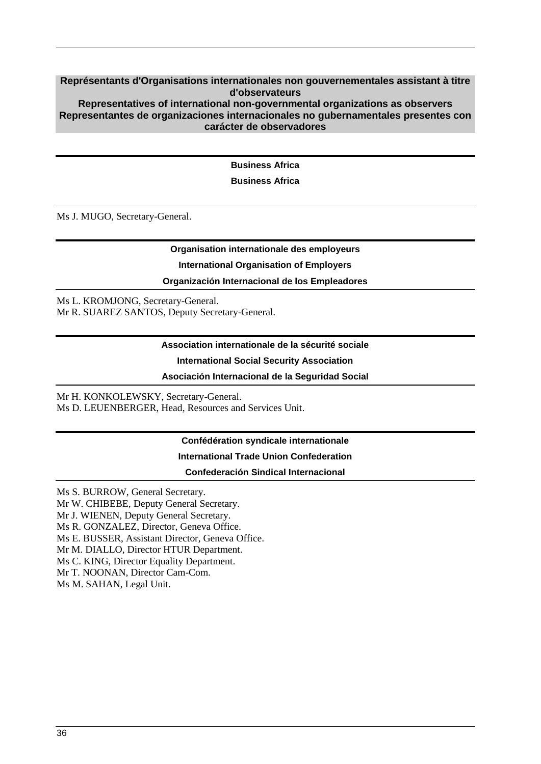## Représentants d'Organisations internationales non gouvernementales assistant à titre d'observateurs
## Representatives of international non-governmental organizations as observers
## Representantes de organizaciones internacionales no gubernamentales presentes con carácter de observadores

---

**Business Africa**

**Business Africa**

Ms J. MUGO, Secretary-General.

---

**Organisation internationale des employeurs**

**International Organisation of Employers**

**Organización Internacional de los Empleadores**

Ms L. KROMJONG, Secretary-General.
Mr R. SUAREZ SANTOS, Deputy Secretary-General.

---

**Association internationale de la sécurité sociale**

**International Social Security Association**

**Asociación Internacional de la Seguridad Social**

Mr H. KONKOLEWSKY, Secretary-General.
Ms D. LEUENBERGER, Head, Resources and Services Unit.

---

**Confédération syndicale internationale**

**International Trade Union Confederation**

**Confederación Sindical Internacional**

Ms S. BURROW, General Secretary.
Mr W. CHIBEBE, Deputy General Secretary.
Mr J. WIENEN, Deputy General Secretary.
Ms R. GONZALEZ, Director, Geneva Office.
Ms E. BUSSER, Assistant Director, Geneva Office.
Mr M. DIALLO, Director HTUR Department.
Ms C. KING, Director Equality Department.
Mr T. NOONAN, Director Cam-Com.
Ms M. SAHAN, Legal Unit.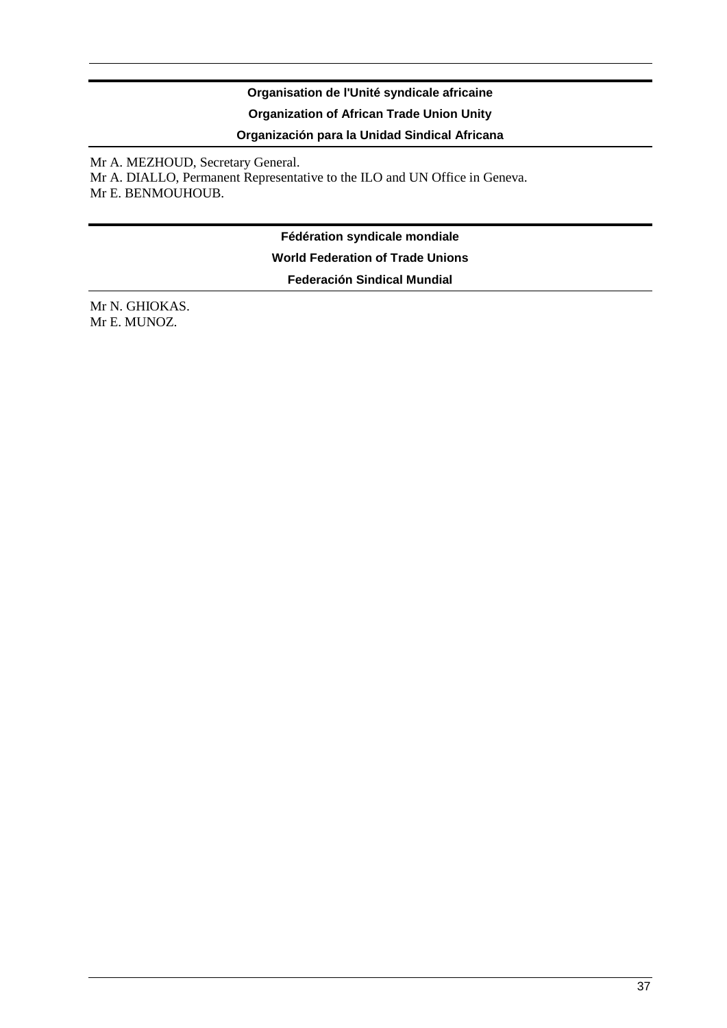**Organisation de l'Unité syndicale africaine**

**Organization of African Trade Union Unity**

**Organización para la Unidad Sindical Africana**

Mr A. MEZHOUD, Secretary General.
Mr A. DIALLO, Permanent Representative to the ILO and UN Office in Geneva.
Mr E. BENMOUHOUB.

**Fédération syndicale mondiale**

**World Federation of Trade Unions**

**Federación Sindical Mundial**

Mr N. GHIOKAS.
Mr E. MUNOZ.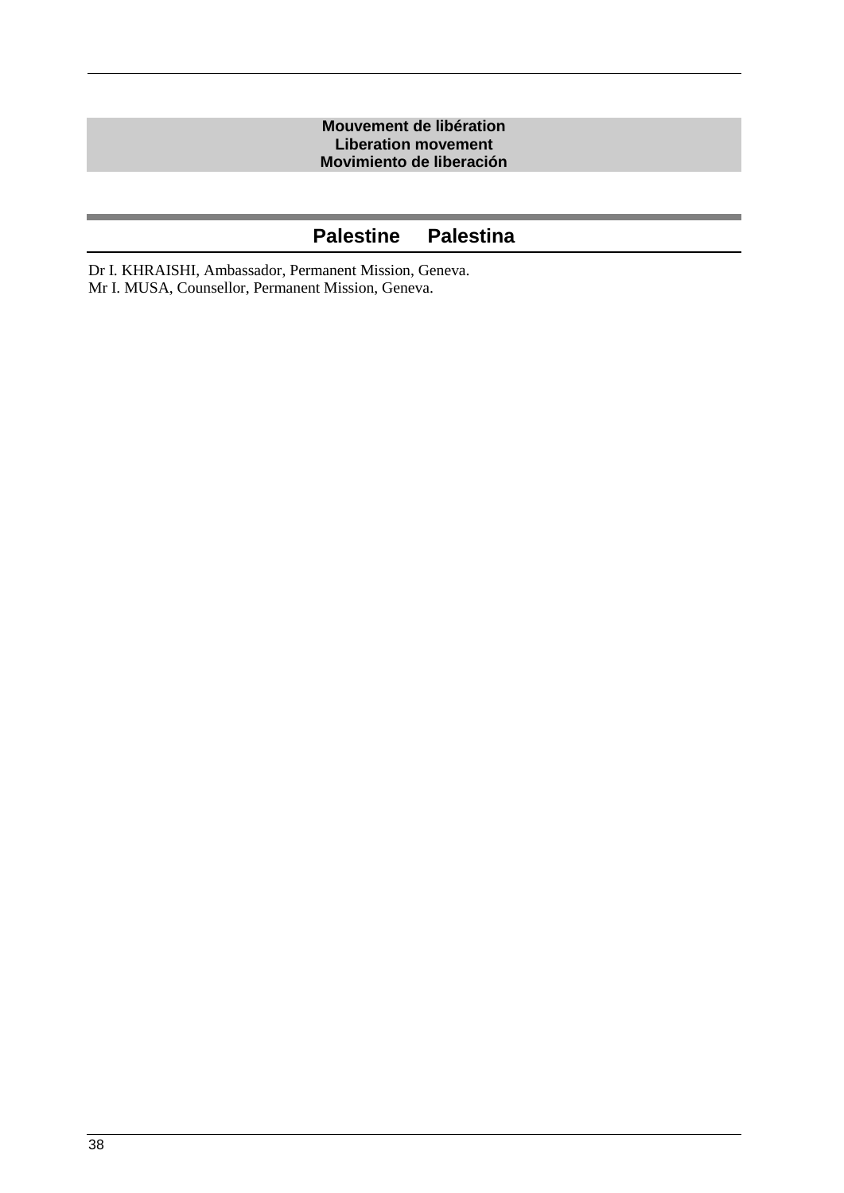## Mouvement de libération
## Liberation movement
## Movimiento de liberación

### Palestine Palestina

Dr I. KHRAISHI, Ambassador, Permanent Mission, Geneva.
Mr I. MUSA, Counsellor, Permanent Mission, Geneva.